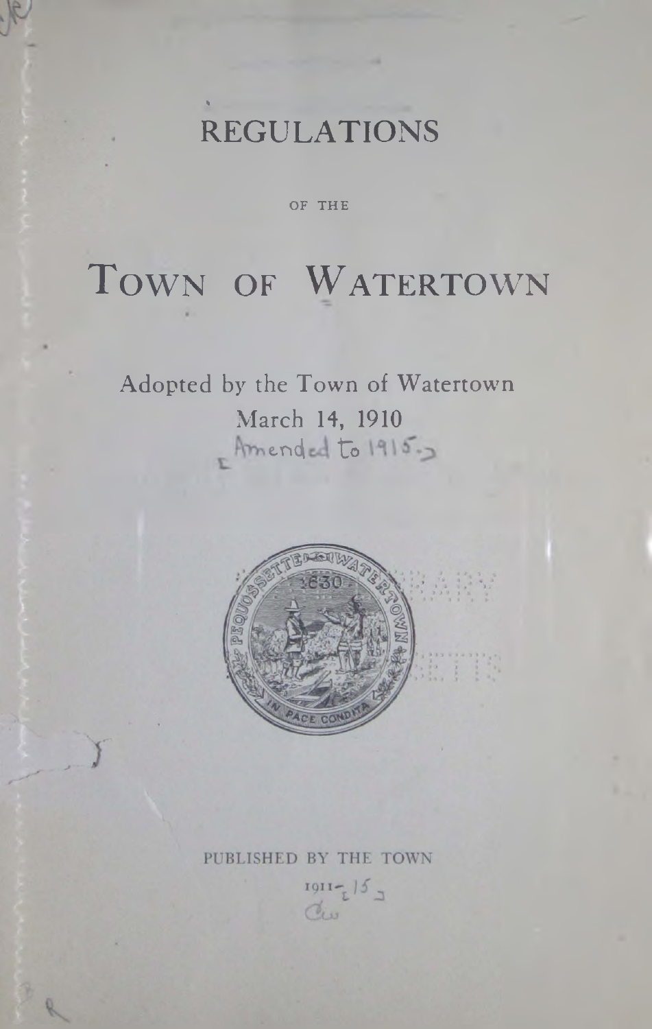# REGULATIONS

OF THE

# TOWN OF WATERTOWN

Adopted by the Town of Watertown

March 14, 1910

[Amended to 1915.]

PUBLISHED BY THE TOWN

1911-[15]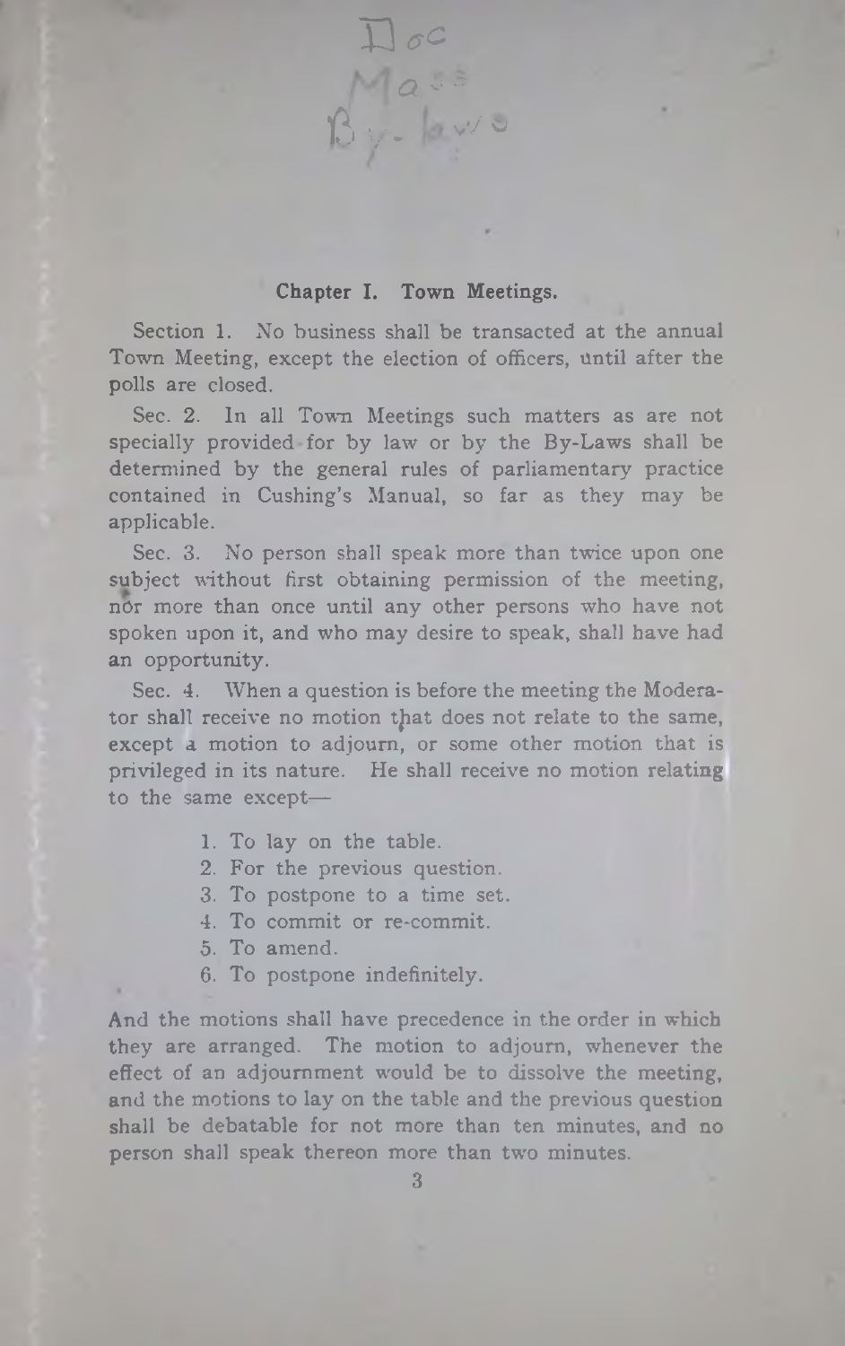## Chapter I. Town Meetings.

Section 1. No business shall be transacted at the annual Town Meeting, except the election of officers, until after the polls are closed.

Sec. 2. In all Town Meetings such matters as are not specially provided for by law or by the By-Laws shall be determined by the general rules of parliamentary practice contained in Cushing's Manual, so far as they may be applicable.

Sec. 3. No person shall speak more than twice upon one subject without first obtaining permission of the meeting, nor more than once until any other persons who have not spoken upon it, and who may desire to speak, shall have had an opportunity.

Sec. 4. When a question is before the meeting the Moderator shall receive no motion that does not relate to the same, except a motion to adjourn, or some other motion that is privileged in its nature. He shall receive no motion relating to the same except—

1. To lay on the table.
2. For the previous question.
3. To postpone to a time set.
4. To commit or re-commit.
5. To amend.
6. To postpone indefinitely.

And the motions shall have precedence in the order in which they are arranged. The motion to adjourn, whenever the effect of an adjournment would be to dissolve the meeting, and the motions to lay on the table and the previous question shall be debatable for not more than ten minutes, and no person shall speak thereon more than two minutes.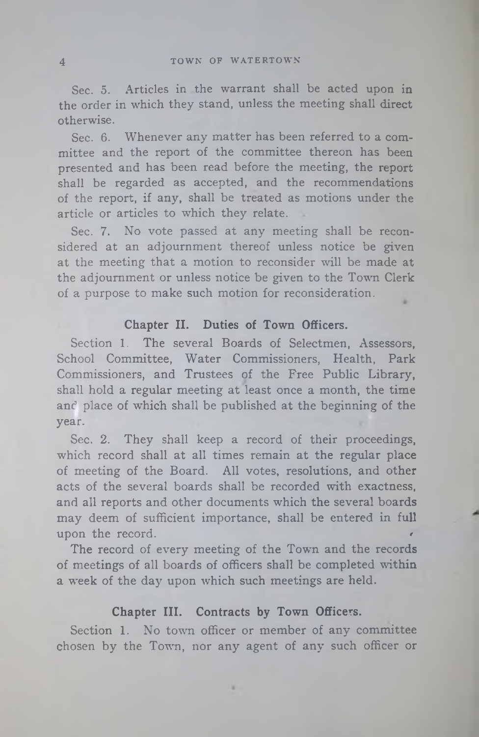Sec. 5. Articles in the warrant shall be acted upon in the order in which they stand, unless the meeting shall direct otherwise.

Sec. 6. Whenever any matter has been referred to a committee and the report of the committee thereon has been presented and has been read before the meeting, the report shall be regarded as accepted, and the recommendations of the report, if any, shall be treated as motions under the article or articles to which they relate.

Sec. 7. No vote passed at any meeting shall be reconsidered at an adjournment thereof unless notice be given at the meeting that a motion to reconsider will be made at the adjournment or unless notice be given to the Town Clerk of a purpose to make such motion for reconsideration.

## Chapter II. Duties of Town Officers.

Section 1. The several Boards of Selectmen, Assessors, School Committee, Water Commissioners, Health, Park Commissioners, and Trustees of the Free Public Library, shall hold a regular meeting at least once a month, the time and place of which shall be published at the beginning of the year.

Sec. 2. They shall keep a record of their proceedings, which record shall at all times remain at the regular place of meeting of the Board. All votes, resolutions, and other acts of the several boards shall be recorded with exactness, and all reports and other documents which the several boards may deem of sufficient importance, shall be entered in full upon the record.

The record of every meeting of the Town and the records of meetings of all boards of officers shall be completed within a week of the day upon which such meetings are held.

## Chapter III. Contracts by Town Officers.

Section 1. No town officer or member of any committee chosen by the Town, nor any agent of any such officer or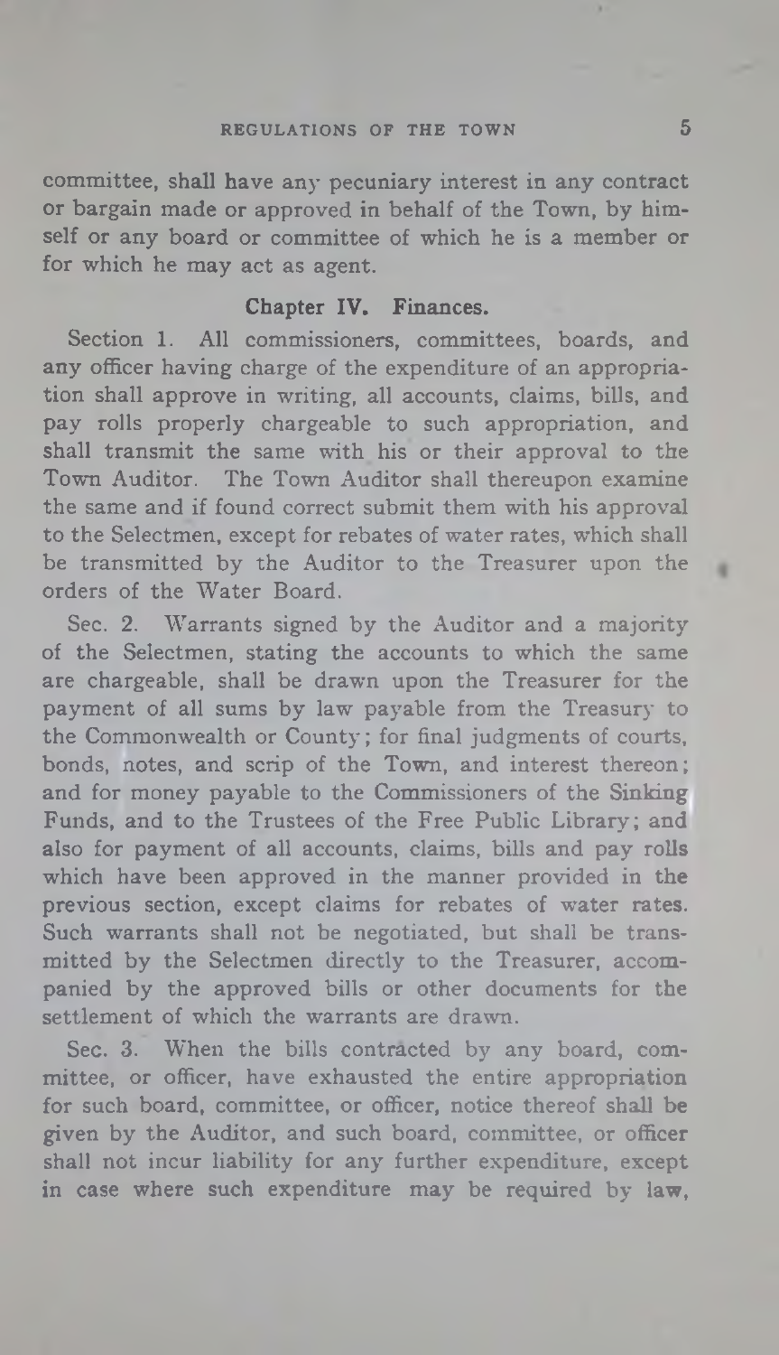committee, shall have any pecuniary interest in any contract or bargain made or approved in behalf of the Town, by himself or any board or committee of which he is a member or for which he may act as agent.

## Chapter IV. Finances.

Section 1. All commissioners, committees, boards, and any officer having charge of the expenditure of an appropriation shall approve in writing, all accounts, claims, bills, and pay rolls properly chargeable to such appropriation, and shall transmit the same with his or their approval to the Town Auditor. The Town Auditor shall thereupon examine the same and if found correct submit them with his approval to the Selectmen, except for rebates of water rates, which shall be transmitted by the Auditor to the Treasurer upon the orders of the Water Board.

Sec. 2. Warrants signed by the Auditor and a majority of the Selectmen, stating the accounts to which the same are chargeable, shall be drawn upon the Treasurer for the payment of all sums by law payable from the Treasury to the Commonwealth or County; for final judgments of courts, bonds, notes, and scrip of the Town, and interest thereon; and for money payable to the Commissioners of the Sinking Funds, and to the Trustees of the Free Public Library; and also for payment of all accounts, claims, bills and pay rolls which have been approved in the manner provided in the previous section, except claims for rebates of water rates. Such warrants shall not be negotiated, but shall be transmitted by the Selectmen directly to the Treasurer, accompanied by the approved bills or other documents for the settlement of which the warrants are drawn.

Sec. 3. When the bills contracted by any board, committee, or officer, have exhausted the entire appropriation for such board, committee, or officer, notice thereof shall be given by the Auditor, and such board, committee, or officer shall not incur liability for any further expenditure, except in case where such expenditure may be required by law,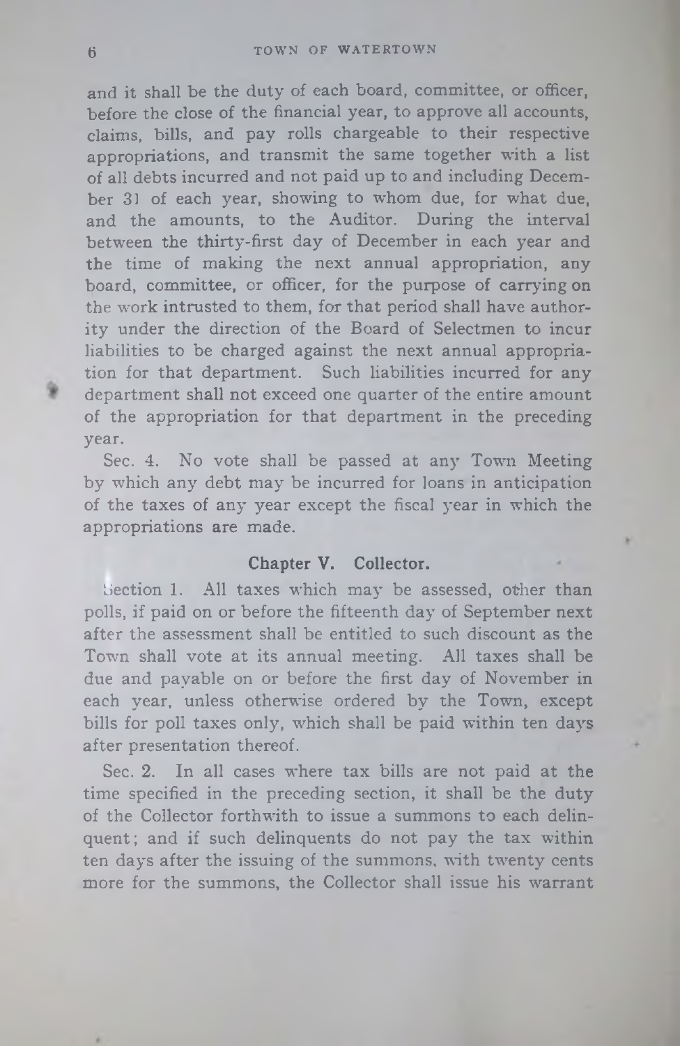and it shall be the duty of each board, committee, or officer, before the close of the financial year, to approve all accounts, claims, bills, and pay rolls chargeable to their respective appropriations, and transmit the same together with a list of all debts incurred and not paid up to and including December 31 of each year, showing to whom due, for what due, and the amounts, to the Auditor. During the interval between the thirty-first day of December in each year and the time of making the next annual appropriation, any board, committee, or officer, for the purpose of carrying on the work intrusted to them, for that period shall have authority under the direction of the Board of Selectmen to incur liabilities to be charged against the next annual appropriation for that department. Such liabilities incurred for any department shall not exceed one quarter of the entire amount of the appropriation for that department in the preceding year.

Sec. 4. No vote shall be passed at any Town Meeting by which any debt may be incurred for loans in anticipation of the taxes of any year except the fiscal year in which the appropriations are made.

## Chapter V. Collector.

Section 1. All taxes which may be assessed, other than polls, if paid on or before the fifteenth day of September next after the assessment shall be entitled to such discount as the Town shall vote at its annual meeting. All taxes shall be due and payable on or before the first day of November in each year, unless otherwise ordered by the Town, except bills for poll taxes only, which shall be paid within ten days after presentation thereof.

Sec. 2. In all cases where tax bills are not paid at the time specified in the preceding section, it shall be the duty of the Collector forthwith to issue a summons to each delinquent; and if such delinquents do not pay the tax within ten days after the issuing of the summons, with twenty cents more for the summons, the Collector shall issue his warrant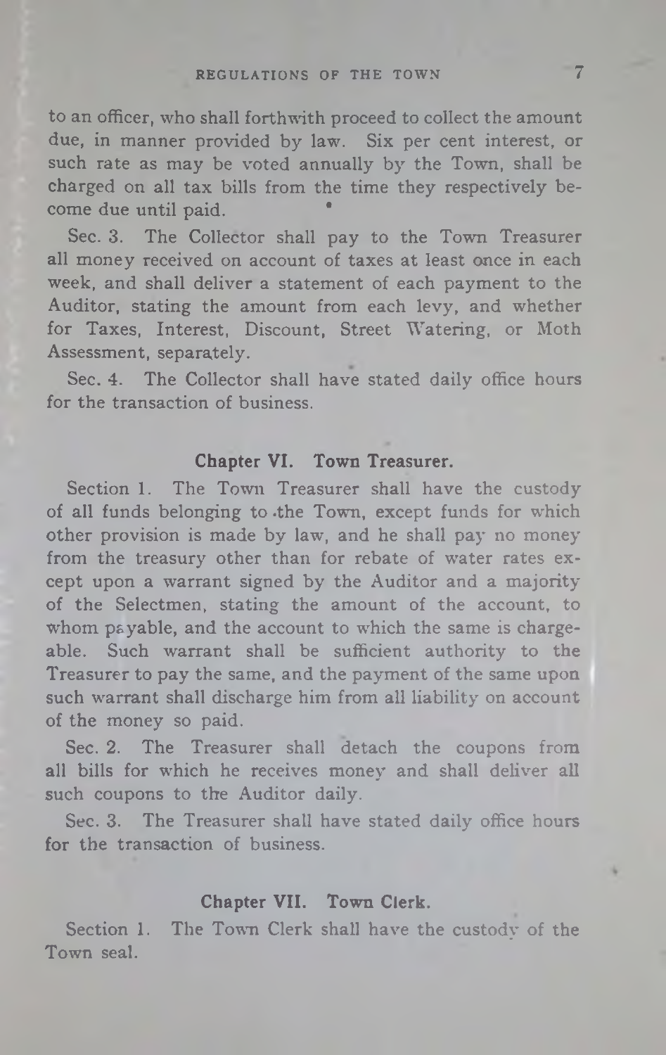to an officer, who shall forthwith proceed to collect the amount due, in manner provided by law. Six per cent interest, or such rate as may be voted annually by the Town, shall be charged on all tax bills from the time they respectively become due until paid.

Sec. 3. The Collector shall pay to the Town Treasurer all money received on account of taxes at least once in each week, and shall deliver a statement of each payment to the Auditor, stating the amount from each levy, and whether for Taxes, Interest, Discount, Street Watering, or Moth Assessment, separately.

Sec. 4. The Collector shall have stated daily office hours for the transaction of business.

## Chapter VI. Town Treasurer.

Section 1. The Town Treasurer shall have the custody of all funds belonging to the Town, except funds for which other provision is made by law, and he shall pay no money from the treasury other than for rebate of water rates except upon a warrant signed by the Auditor and a majority of the Selectmen, stating the amount of the account, to whom payable, and the account to which the same is chargeable. Such warrant shall be sufficient authority to the Treasurer to pay the same, and the payment of the same upon such warrant shall discharge him from all liability on account of the money so paid.

Sec. 2. The Treasurer shall detach the coupons from all bills for which he receives money and shall deliver all such coupons to the Auditor daily.

Sec. 3. The Treasurer shall have stated daily office hours for the transaction of business.

## Chapter VII. Town Clerk.

Section 1. The Town Clerk shall have the custody of the Town seal.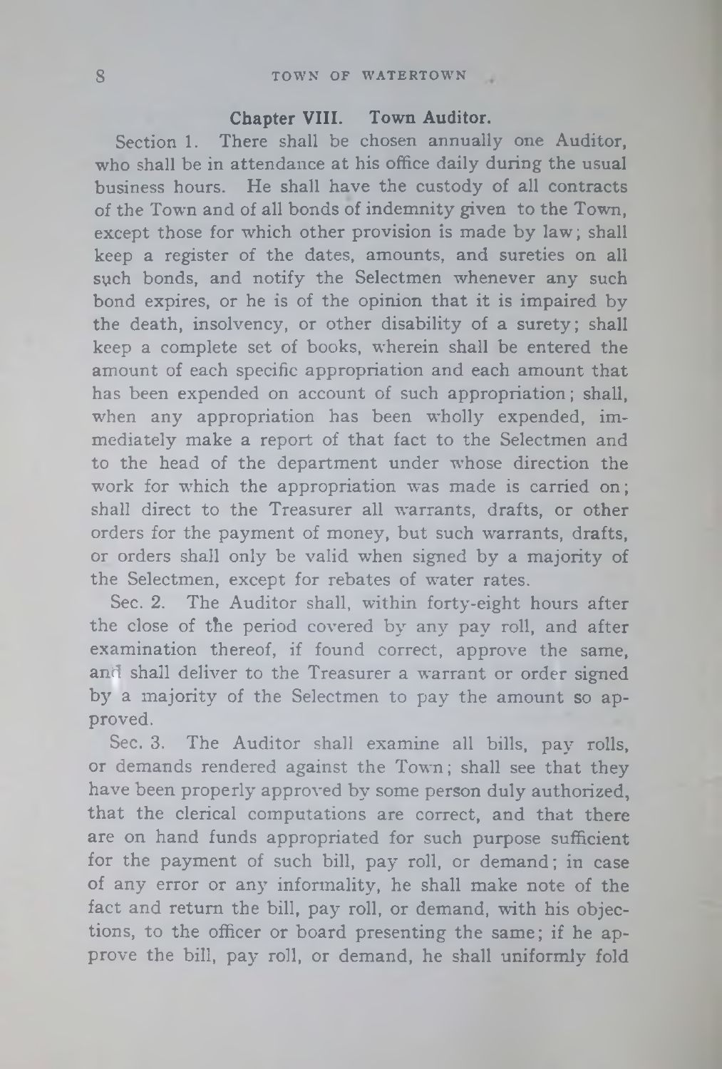## Chapter VIII. Town Auditor.

Section 1. There shall be chosen annually one Auditor, who shall be in attendance at his office daily during the usual business hours. He shall have the custody of all contracts of the Town and of all bonds of indemnity given to the Town, except those for which other provision is made by law; shall keep a register of the dates, amounts, and sureties on all such bonds, and notify the Selectmen whenever any such bond expires, or he is of the opinion that it is impaired by the death, insolvency, or other disability of a surety; shall keep a complete set of books, wherein shall be entered the amount of each specific appropriation and each amount that has been expended on account of such appropriation; shall, when any appropriation has been wholly expended, immediately make a report of that fact to the Selectmen and to the head of the department under whose direction the work for which the appropriation was made is carried on; shall direct to the Treasurer all warrants, drafts, or other orders for the payment of money, but such warrants, drafts, or orders shall only be valid when signed by a majority of the Selectmen, except for rebates of water rates.

Sec. 2. The Auditor shall, within forty-eight hours after the close of the period covered by any pay roll, and after examination thereof, if found correct, approve the same, and shall deliver to the Treasurer a warrant or order signed by a majority of the Selectmen to pay the amount so approved.

Sec. 3. The Auditor shall examine all bills, pay rolls, or demands rendered against the Town; shall see that they have been properly approved by some person duly authorized, that the clerical computations are correct, and that there are on hand funds appropriated for such purpose sufficient for the payment of such bill, pay roll, or demand; in case of any error or any informality, he shall make note of the fact and return the bill, pay roll, or demand, with his objections, to the officer or board presenting the same; if he approve the bill, pay roll, or demand, he shall uniformly fold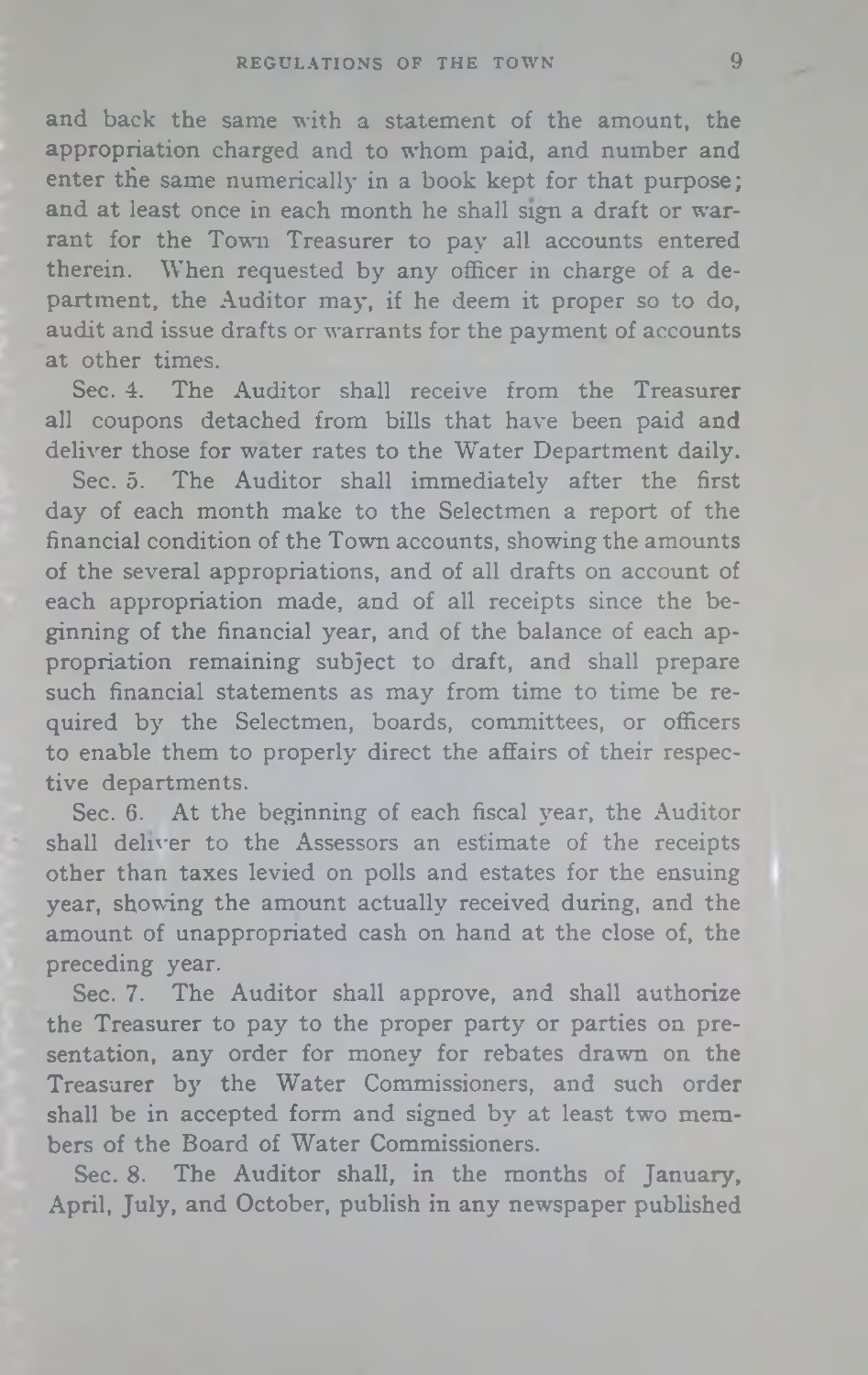and back the same with a statement of the amount, the appropriation charged and to whom paid, and number and enter the same numerically in a book kept for that purpose; and at least once in each month he shall sign a draft or warrant for the Town Treasurer to pay all accounts entered therein. When requested by any officer in charge of a department, the Auditor may, if he deem it proper so to do, audit and issue drafts or warrants for the payment of accounts at other times.

Sec. 4. The Auditor shall receive from the Treasurer all coupons detached from bills that have been paid and deliver those for water rates to the Water Department daily.

Sec. 5. The Auditor shall immediately after the first day of each month make to the Selectmen a report of the financial condition of the Town accounts, showing the amounts of the several appropriations, and of all drafts on account of each appropriation made, and of all receipts since the beginning of the financial year, and of the balance of each appropriation remaining subject to draft, and shall prepare such financial statements as may from time to time be required by the Selectmen, boards, committees, or officers to enable them to properly direct the affairs of their respective departments.

Sec. 6. At the beginning of each fiscal year, the Auditor shall deliver to the Assessors an estimate of the receipts other than taxes levied on polls and estates for the ensuing year, showing the amount actually received during, and the amount of unappropriated cash on hand at the close of, the preceding year.

Sec. 7. The Auditor shall approve, and shall authorize the Treasurer to pay to the proper party or parties on presentation, any order for money for rebates drawn on the Treasurer by the Water Commissioners, and such order shall be in accepted form and signed by at least two members of the Board of Water Commissioners.

Sec. 8. The Auditor shall, in the months of January, April, July, and October, publish in any newspaper published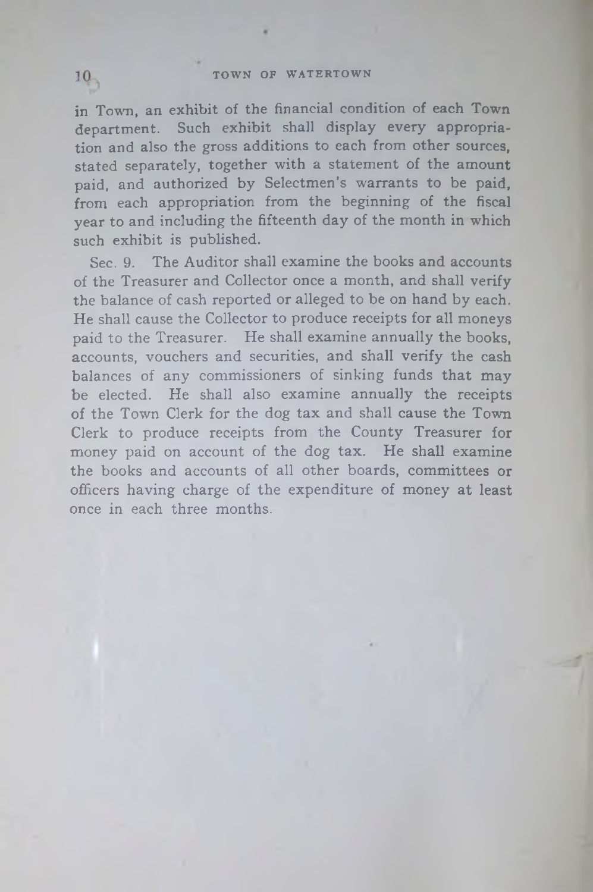in Town, an exhibit of the financial condition of each Town department. Such exhibit shall display every appropriation and also the gross additions to each from other sources, stated separately, together with a statement of the amount paid, and authorized by Selectmen's warrants to be paid, from each appropriation from the beginning of the fiscal year to and including the fifteenth day of the month in which such exhibit is published.

Sec. 9. The Auditor shall examine the books and accounts of the Treasurer and Collector once a month, and shall verify the balance of cash reported or alleged to be on hand by each. He shall cause the Collector to produce receipts for all moneys paid to the Treasurer. He shall examine annually the books, accounts, vouchers and securities, and shall verify the cash balances of any commissioners of sinking funds that may be elected. He shall also examine annually the receipts of the Town Clerk for the dog tax and shall cause the Town Clerk to produce receipts from the County Treasurer for money paid on account of the dog tax. He shall examine the books and accounts of all other boards, committees or officers having charge of the expenditure of money at least once in each three months.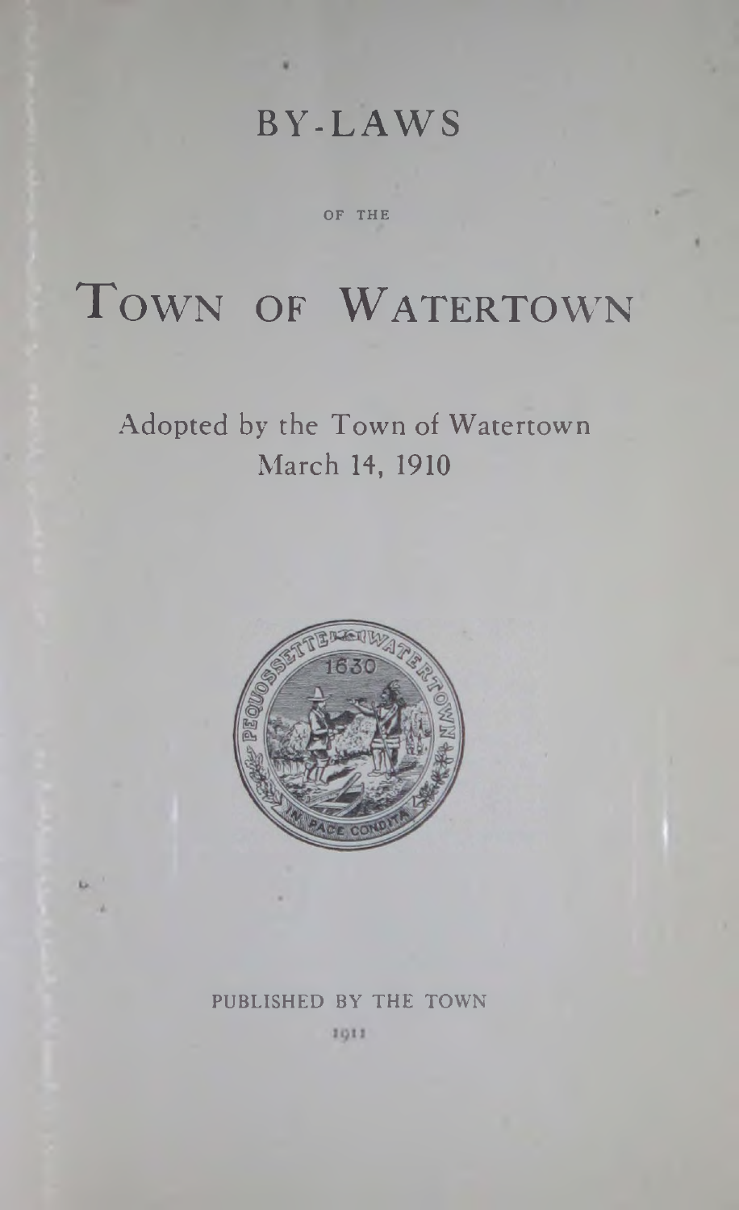# BY-LAWS

OF THE

# TOWN OF WATERTOWN

Adopted by the Town of Watertown
March 14, 1910

PUBLISHED BY THE TOWN

1911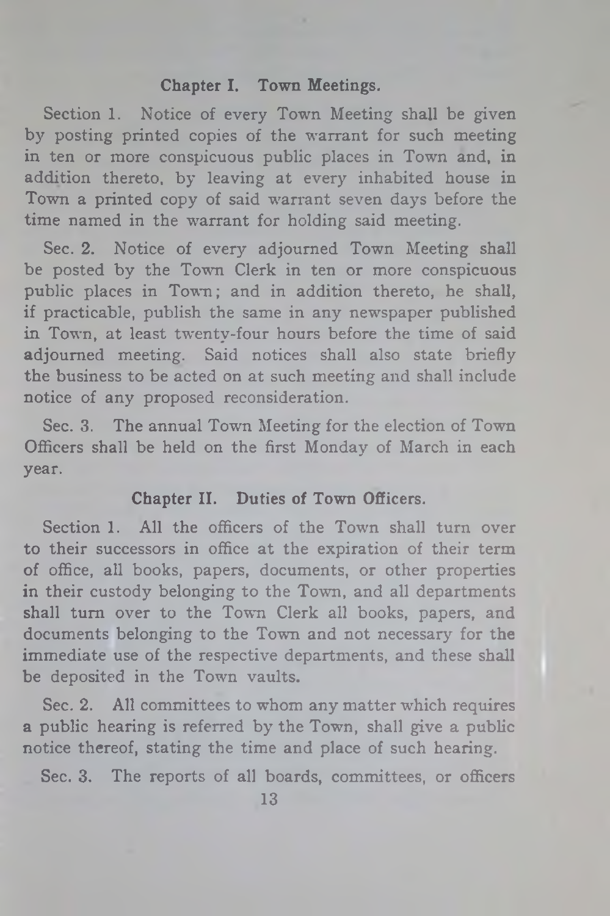## Chapter I. Town Meetings.

Section 1. Notice of every Town Meeting shall be given by posting printed copies of the warrant for such meeting in ten or more conspicuous public places in Town and, in addition thereto, by leaving at every inhabited house in Town a printed copy of said warrant seven days before the time named in the warrant for holding said meeting.

Sec. 2. Notice of every adjourned Town Meeting shall be posted by the Town Clerk in ten or more conspicuous public places in Town; and in addition thereto, he shall, if practicable, publish the same in any newspaper published in Town, at least twenty-four hours before the time of said adjourned meeting. Said notices shall also state briefly the business to be acted on at such meeting and shall include notice of any proposed reconsideration.

Sec. 3. The annual Town Meeting for the election of Town Officers shall be held on the first Monday of March in each year.

## Chapter II. Duties of Town Officers.

Section 1. All the officers of the Town shall turn over to their successors in office at the expiration of their term of office, all books, papers, documents, or other properties in their custody belonging to the Town, and all departments shall turn over to the Town Clerk all books, papers, and documents belonging to the Town and not necessary for the immediate use of the respective departments, and these shall be deposited in the Town vaults.

Sec. 2. All committees to whom any matter which requires a public hearing is referred by the Town, shall give a public notice thereof, stating the time and place of such hearing.

Sec. 3. The reports of all boards, committees, or officers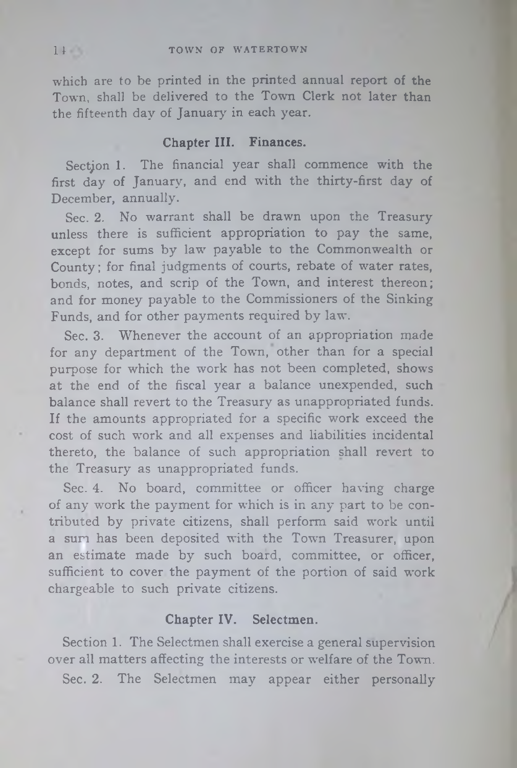which are to be printed in the printed annual report of the Town, shall be delivered to the Town Clerk not later than the fifteenth day of January in each year.

## Chapter III. Finances.

Section 1. The financial year shall commence with the first day of January, and end with the thirty-first day of December, annually.

Sec. 2. No warrant shall be drawn upon the Treasury unless there is sufficient appropriation to pay the same, except for sums by law payable to the Commonwealth or County; for final judgments of courts, rebate of water rates, bonds, notes, and scrip of the Town, and interest thereon; and for money payable to the Commissioners of the Sinking Funds, and for other payments required by law.

Sec. 3. Whenever the account of an appropriation made for any department of the Town, other than for a special purpose for which the work has not been completed, shows at the end of the fiscal year a balance unexpended, such balance shall revert to the Treasury as unappropriated funds. If the amounts appropriated for a specific work exceed the cost of such work and all expenses and liabilities incidental thereto, the balance of such appropriation shall revert to the Treasury as unappropriated funds.

Sec. 4. No board, committee or officer having charge of any work the payment for which is in any part to be contributed by private citizens, shall perform said work until a sum has been deposited with the Town Treasurer, upon an estimate made by such board, committee, or officer, sufficient to cover the payment of the portion of said work chargeable to such private citizens.

## Chapter IV. Selectmen.

Section 1. The Selectmen shall exercise a general supervision over all matters affecting the interests or welfare of the Town.

Sec. 2. The Selectmen may appear either personally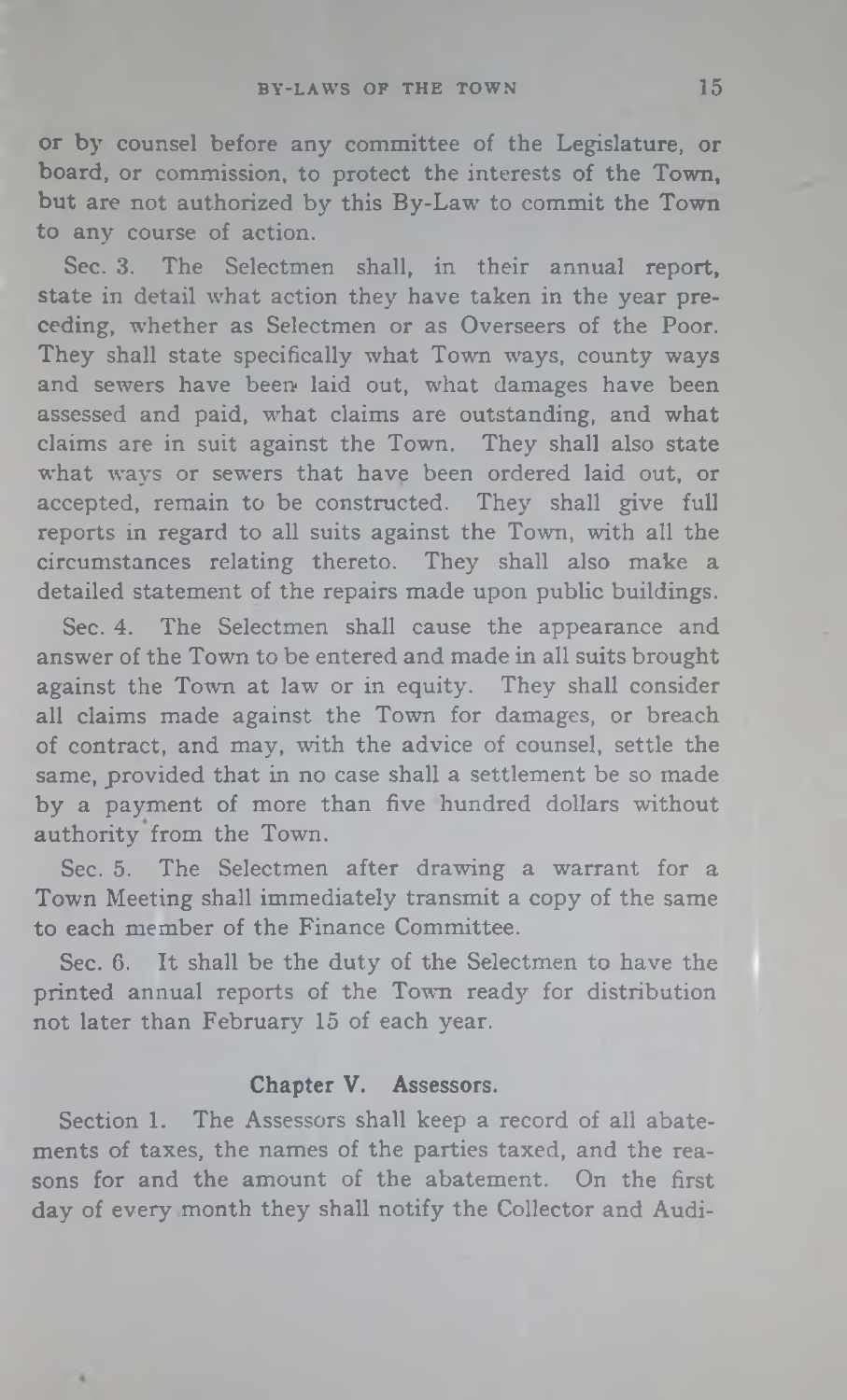or by counsel before any committee of the Legislature, or board, or commission, to protect the interests of the Town, but are not authorized by this By-Law to commit the Town to any course of action.

Sec. 3. The Selectmen shall, in their annual report, state in detail what action they have taken in the year preceding, whether as Selectmen or as Overseers of the Poor. They shall state specifically what Town ways, county ways and sewers have been laid out, what damages have been assessed and paid, what claims are outstanding, and what claims are in suit against the Town. They shall also state what ways or sewers that have been ordered laid out, or accepted, remain to be constructed. They shall give full reports in regard to all suits against the Town, with all the circumstances relating thereto. They shall also make a detailed statement of the repairs made upon public buildings.

Sec. 4. The Selectmen shall cause the appearance and answer of the Town to be entered and made in all suits brought against the Town at law or in equity. They shall consider all claims made against the Town for damages, or breach of contract, and may, with the advice of counsel, settle the same, provided that in no case shall a settlement be so made by a payment of more than five hundred dollars without authority from the Town.

Sec. 5. The Selectmen after drawing a warrant for a Town Meeting shall immediately transmit a copy of the same to each member of the Finance Committee.

Sec. 6. It shall be the duty of the Selectmen to have the printed annual reports of the Town ready for distribution not later than February 15 of each year.

## Chapter V. Assessors.

Section 1. The Assessors shall keep a record of all abatements of taxes, the names of the parties taxed, and the reasons for and the amount of the abatement. On the first day of every month they shall notify the Collector and Audi-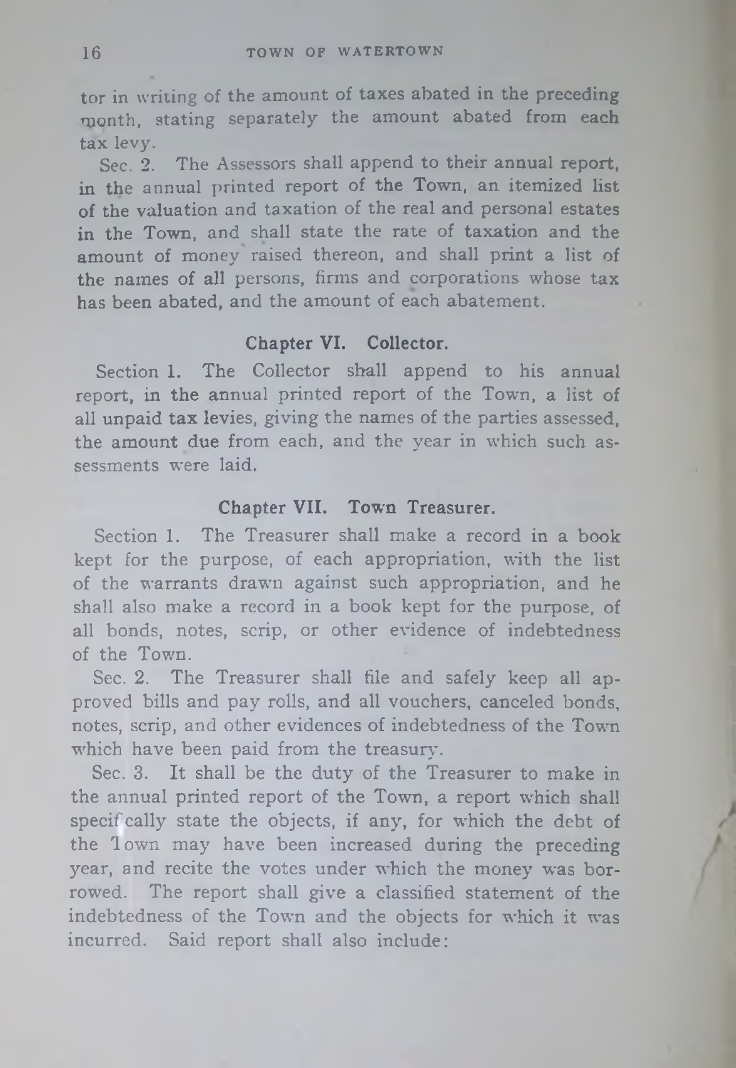tor in writing of the amount of taxes abated in the preceding month, stating separately the amount abated from each tax levy.

Sec. 2. The Assessors shall append to their annual report, in the annual printed report of the Town, an itemized list of the valuation and taxation of the real and personal estates in the Town, and shall state the rate of taxation and the amount of money raised thereon, and shall print a list of the names of all persons, firms and corporations whose tax has been abated, and the amount of each abatement.

## Chapter VI. Collector.

Section 1. The Collector shall append to his annual report, in the annual printed report of the Town, a list of all unpaid tax levies, giving the names of the parties assessed, the amount due from each, and the year in which such assessments were laid.

## Chapter VII. Town Treasurer.

Section 1. The Treasurer shall make a record in a book kept for the purpose, of each appropriation, with the list of the warrants drawn against such appropriation, and he shall also make a record in a book kept for the purpose, of all bonds, notes, scrip, or other evidence of indebtedness of the Town.

Sec. 2. The Treasurer shall file and safely keep all approved bills and pay rolls, and all vouchers, canceled bonds, notes, scrip, and other evidences of indebtedness of the Town which have been paid from the treasury.

Sec. 3. It shall be the duty of the Treasurer to make in the annual printed report of the Town, a report which shall specifically state the objects, if any, for which the debt of the Town may have been increased during the preceding year, and recite the votes under which the money was borrowed. The report shall give a classified statement of the indebtedness of the Town and the objects for which it was incurred. Said report shall also include: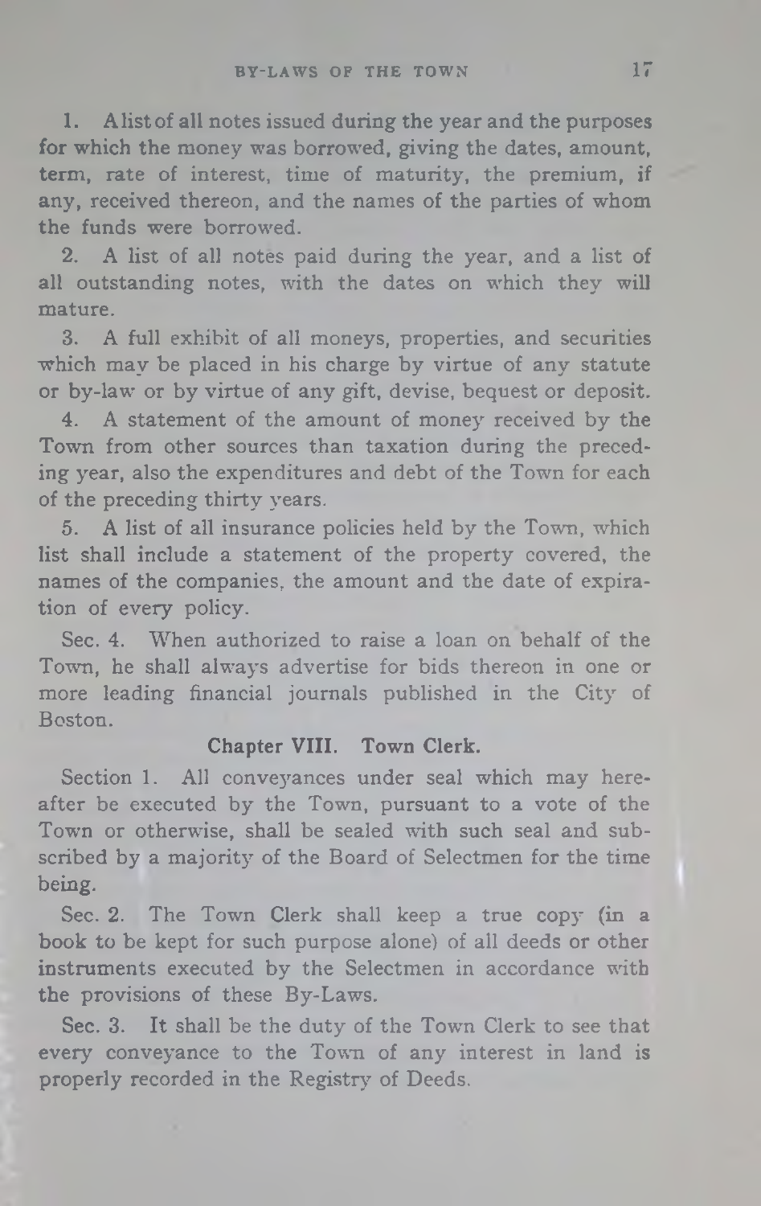1. A list of all notes issued during the year and the purposes for which the money was borrowed, giving the dates, amount, term, rate of interest, time of maturity, the premium, if any, received thereon, and the names of the parties of whom the funds were borrowed.

2. A list of all notes paid during the year, and a list of all outstanding notes, with the dates on which they will mature.

3. A full exhibit of all moneys, properties, and securities which may be placed in his charge by virtue of any statute or by-law or by virtue of any gift, devise, bequest or deposit.

4. A statement of the amount of money received by the Town from other sources than taxation during the preceding year, also the expenditures and debt of the Town for each of the preceding thirty years.

5. A list of all insurance policies held by the Town, which list shall include a statement of the property covered, the names of the companies, the amount and the date of expiration of every policy.

Sec. 4. When authorized to raise a loan on behalf of the Town, he shall always advertise for bids thereon in one or more leading financial journals published in the City of Boston.

## Chapter VIII. Town Clerk.

Section 1. All conveyances under seal which may hereafter be executed by the Town, pursuant to a vote of the Town or otherwise, shall be sealed with such seal and subscribed by a majority of the Board of Selectmen for the time being.

Sec. 2. The Town Clerk shall keep a true copy (in a book to be kept for such purpose alone) of all deeds or other instruments executed by the Selectmen in accordance with the provisions of these By-Laws.

Sec. 3. It shall be the duty of the Town Clerk to see that every conveyance to the Town of any interest in land is properly recorded in the Registry of Deeds.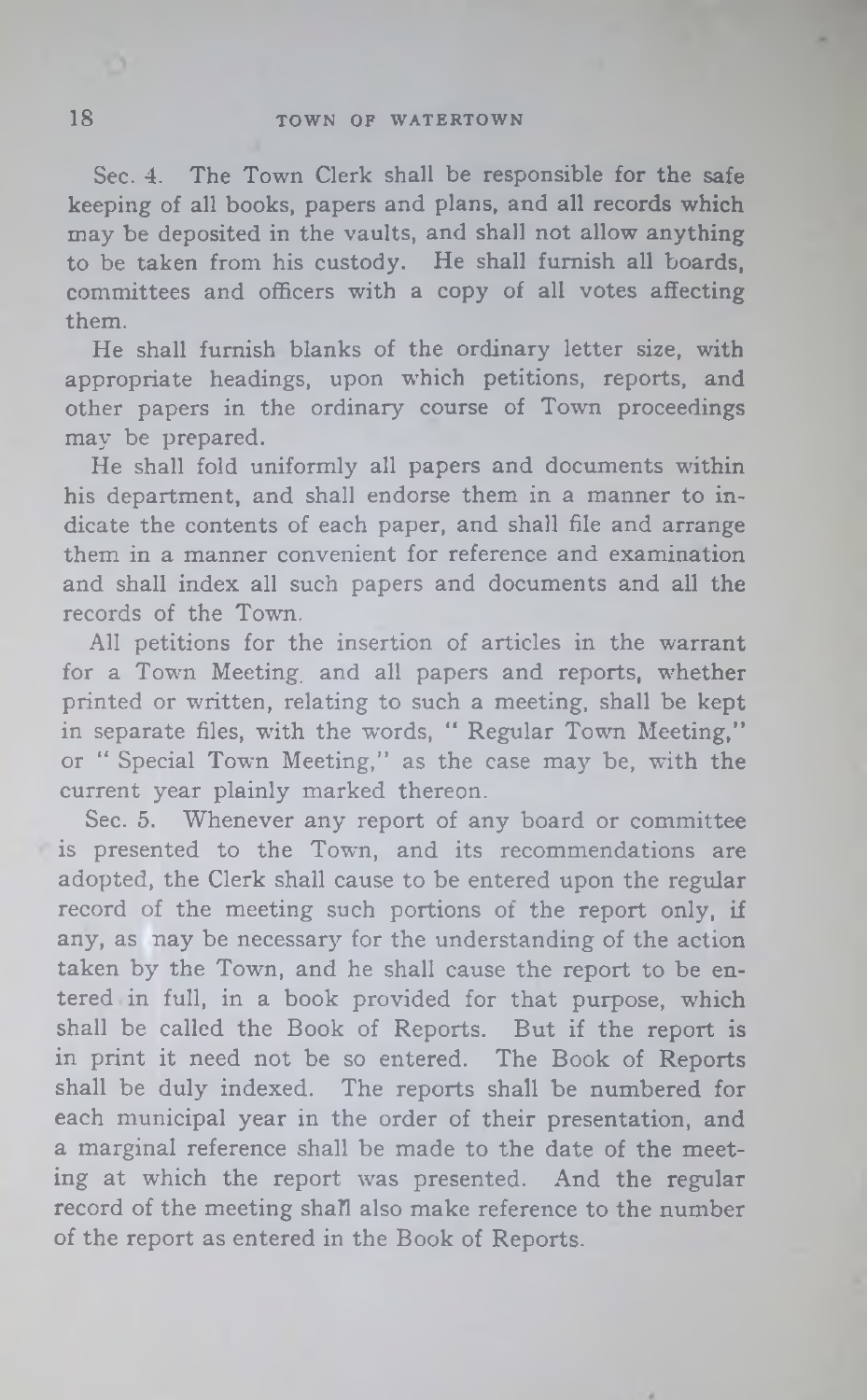Sec. 4. The Town Clerk shall be responsible for the safe keeping of all books, papers and plans, and all records which may be deposited in the vaults, and shall not allow anything to be taken from his custody. He shall furnish all boards, committees and officers with a copy of all votes affecting them.

He shall furnish blanks of the ordinary letter size, with appropriate headings, upon which petitions, reports, and other papers in the ordinary course of Town proceedings may be prepared.

He shall fold uniformly all papers and documents within his department, and shall endorse them in a manner to indicate the contents of each paper, and shall file and arrange them in a manner convenient for reference and examination and shall index all such papers and documents and all the records of the Town.

All petitions for the insertion of articles in the warrant for a Town Meeting and all papers and reports, whether printed or written, relating to such a meeting, shall be kept in separate files, with the words, "Regular Town Meeting," or "Special Town Meeting," as the case may be, with the current year plainly marked thereon.

Sec. 5. Whenever any report of any board or committee is presented to the Town, and its recommendations are adopted, the Clerk shall cause to be entered upon the regular record of the meeting such portions of the report only, if any, as may be necessary for the understanding of the action taken by the Town, and he shall cause the report to be entered in full, in a book provided for that purpose, which shall be called the Book of Reports. But if the report is in print it need not be so entered. The Book of Reports shall be duly indexed. The reports shall be numbered for each municipal year in the order of their presentation, and a marginal reference shall be made to the date of the meeting at which the report was presented. And the regular record of the meeting shall also make reference to the number of the report as entered in the Book of Reports.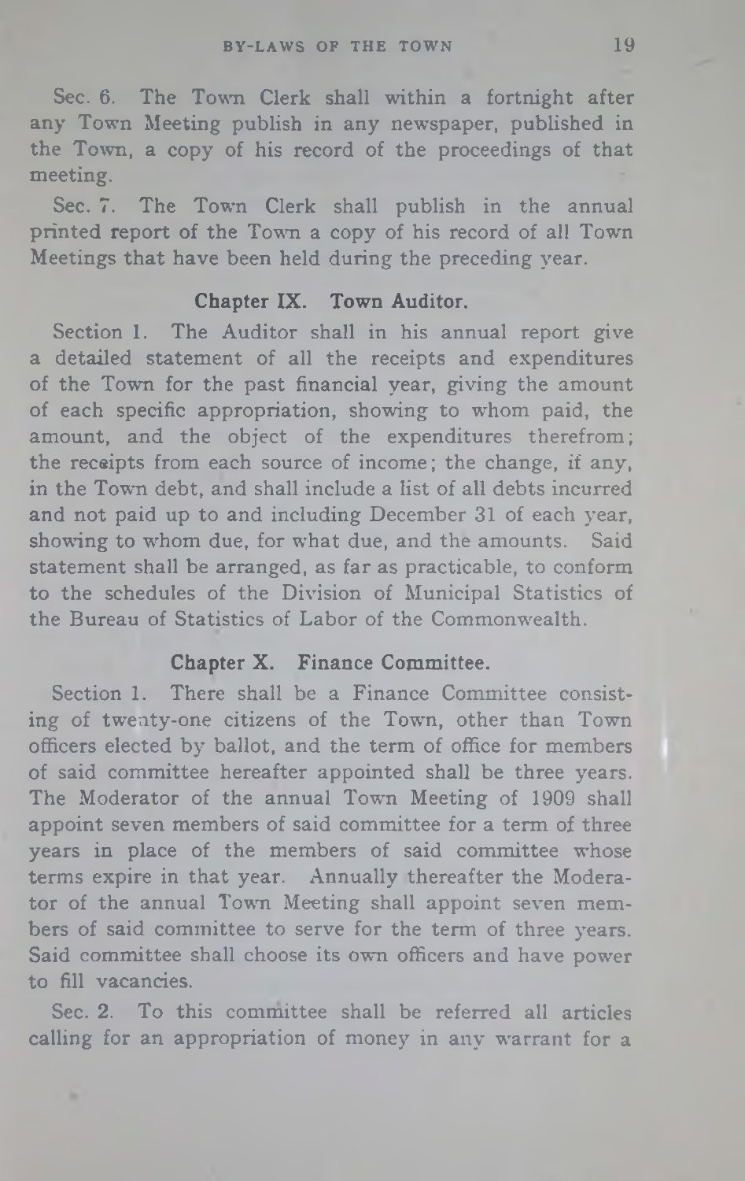Sec. 6. The Town Clerk shall within a fortnight after any Town Meeting publish in any newspaper, published in the Town, a copy of his record of the proceedings of that meeting.

Sec. 7. The Town Clerk shall publish in the annual printed report of the Town a copy of his record of all Town Meetings that have been held during the preceding year.

### Chapter IX. Town Auditor.

Section 1. The Auditor shall in his annual report give a detailed statement of all the receipts and expenditures of the Town for the past financial year, giving the amount of each specific appropriation, showing to whom paid, the amount, and the object of the expenditures therefrom; the receipts from each source of income; the change, if any, in the Town debt, and shall include a list of all debts incurred and not paid up to and including December 31 of each year, showing to whom due, for what due, and the amounts. Said statement shall be arranged, as far as practicable, to conform to the schedules of the Division of Municipal Statistics of the Bureau of Statistics of Labor of the Commonwealth.

### Chapter X. Finance Committee.

Section 1. There shall be a Finance Committee consisting of twenty-one citizens of the Town, other than Town officers elected by ballot, and the term of office for members of said committee hereafter appointed shall be three years. The Moderator of the annual Town Meeting of 1909 shall appoint seven members of said committee for a term of three years in place of the members of said committee whose terms expire in that year. Annually thereafter the Moderator of the annual Town Meeting shall appoint seven members of said committee to serve for the term of three years. Said committee shall choose its own officers and have power to fill vacancies.

Sec. 2. To this committee shall be referred all articles calling for an appropriation of money in any warrant for a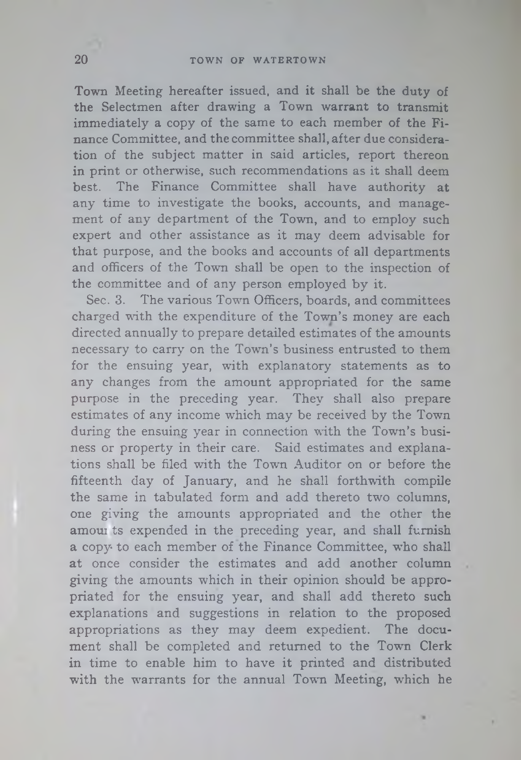Town Meeting hereafter issued, and it shall be the duty of the Selectmen after drawing a Town warrant to transmit immediately a copy of the same to each member of the Finance Committee, and the committee shall, after due consideration of the subject matter in said articles, report thereon in print or otherwise, such recommendations as it shall deem best. The Finance Committee shall have authority at any time to investigate the books, accounts, and management of any department of the Town, and to employ such expert and other assistance as it may deem advisable for that purpose, and the books and accounts of all departments and officers of the Town shall be open to the inspection of the committee and of any person employed by it.

Sec. 3. The various Town Officers, boards, and committees charged with the expenditure of the Town's money are each directed annually to prepare detailed estimates of the amounts necessary to carry on the Town's business entrusted to them for the ensuing year, with explanatory statements as to any changes from the amount appropriated for the same purpose in the preceding year. They shall also prepare estimates of any income which may be received by the Town during the ensuing year in connection with the Town's business or property in their care. Said estimates and explanations shall be filed with the Town Auditor on or before the fifteenth day of January, and he shall forthwith compile the same in tabulated form and add thereto two columns, one giving the amounts appropriated and the other the amounts expended in the preceding year, and shall furnish a copy to each member of the Finance Committee, who shall at once consider the estimates and add another column giving the amounts which in their opinion should be appropriated for the ensuing year, and shall add thereto such explanations and suggestions in relation to the proposed appropriations as they may deem expedient. The document shall be completed and returned to the Town Clerk in time to enable him to have it printed and distributed with the warrants for the annual Town Meeting, which he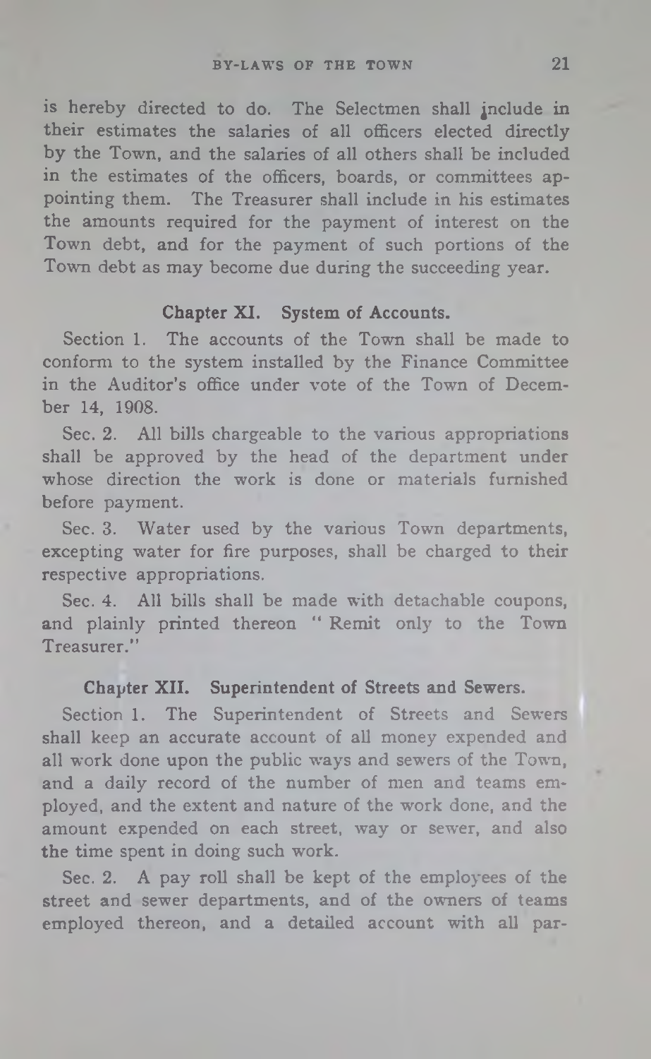is hereby directed to do. The Selectmen shall include in their estimates the salaries of all officers elected directly by the Town, and the salaries of all others shall be included in the estimates of the officers, boards, or committees appointing them. The Treasurer shall include in his estimates the amounts required for the payment of interest on the Town debt, and for the payment of such portions of the Town debt as may become due during the succeeding year.

## Chapter XI. System of Accounts.

Section 1. The accounts of the Town shall be made to conform to the system installed by the Finance Committee in the Auditor's office under vote of the Town of December 14, 1908.

Sec. 2. All bills chargeable to the various appropriations shall be approved by the head of the department under whose direction the work is done or materials furnished before payment.

Sec. 3. Water used by the various Town departments, excepting water for fire purposes, shall be charged to their respective appropriations.

Sec. 4. All bills shall be made with detachable coupons, and plainly printed thereon "Remit only to the Town Treasurer."

## Chapter XII. Superintendent of Streets and Sewers.

Section 1. The Superintendent of Streets and Sewers shall keep an accurate account of all money expended and all work done upon the public ways and sewers of the Town, and a daily record of the number of men and teams employed, and the extent and nature of the work done, and the amount expended on each street, way or sewer, and also the time spent in doing such work.

Sec. 2. A pay roll shall be kept of the employees of the street and sewer departments, and of the owners of teams employed thereon, and a detailed account with all par-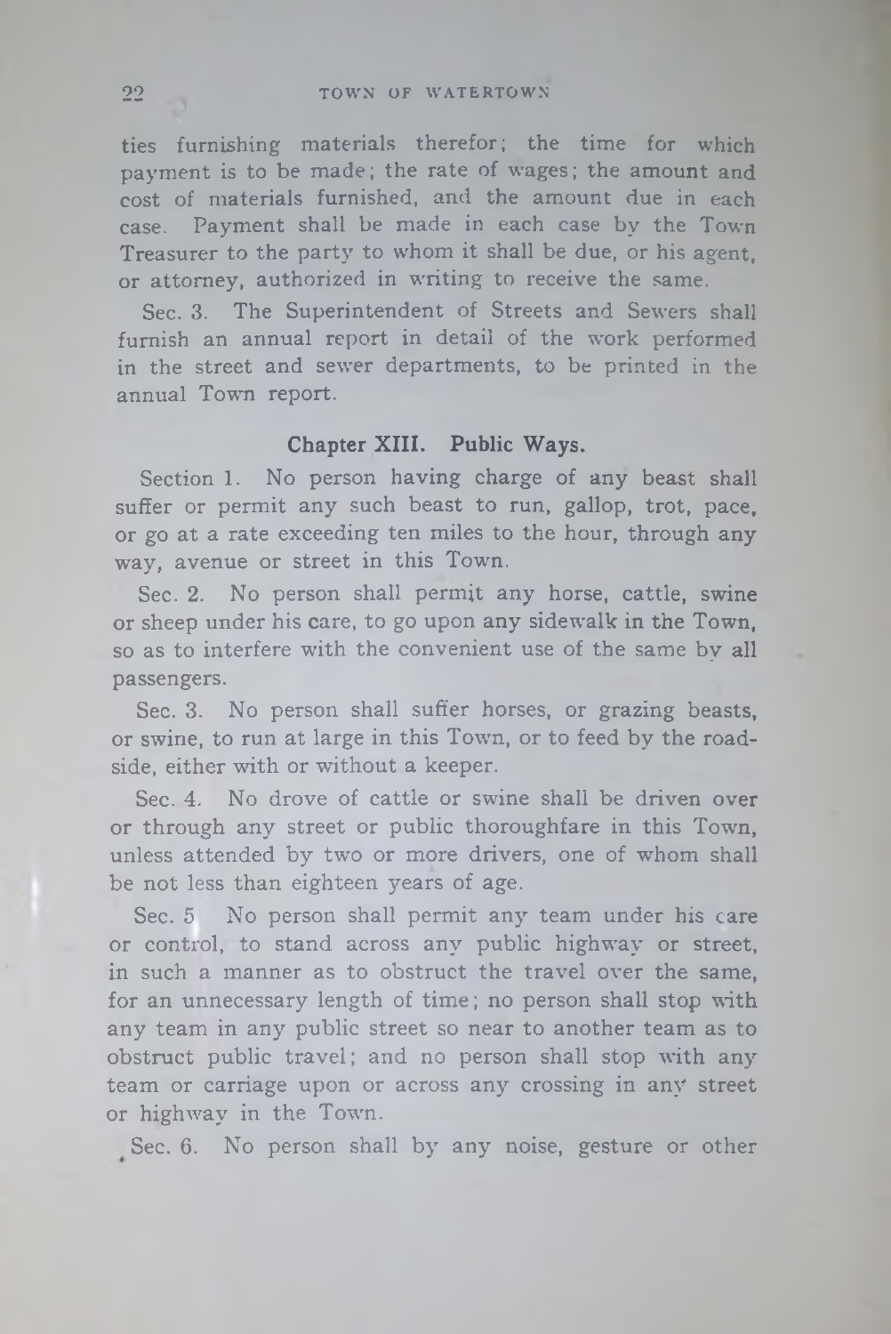ties furnishing materials therefor; the time for which payment is to be made; the rate of wages; the amount and cost of materials furnished, and the amount due in each case. Payment shall be made in each case by the Town Treasurer to the party to whom it shall be due, or his agent, or attorney, authorized in writing to receive the same.

Sec. 3. The Superintendent of Streets and Sewers shall furnish an annual report in detail of the work performed in the street and sewer departments, to be printed in the annual Town report.

## Chapter XIII. Public Ways.

Section 1. No person having charge of any beast shall suffer or permit any such beast to run, gallop, trot, pace, or go at a rate exceeding ten miles to the hour, through any way, avenue or street in this Town.

Sec. 2. No person shall permit any horse, cattle, swine or sheep under his care, to go upon any sidewalk in the Town, so as to interfere with the convenient use of the same by all passengers.

Sec. 3. No person shall suffer horses, or grazing beasts, or swine, to run at large in this Town, or to feed by the roadside, either with or without a keeper.

Sec. 4. No drove of cattle or swine shall be driven over or through any street or public thoroughfare in this Town, unless attended by two or more drivers, one of whom shall be not less than eighteen years of age.

Sec. 5 No person shall permit any team under his care or control, to stand across any public highway or street, in such a manner as to obstruct the travel over the same, for an unnecessary length of time; no person shall stop with any team in any public street so near to another team as to obstruct public travel; and no person shall stop with any team or carriage upon or across any crossing in any street or highway in the Town.

Sec. 6. No person shall by any noise, gesture or other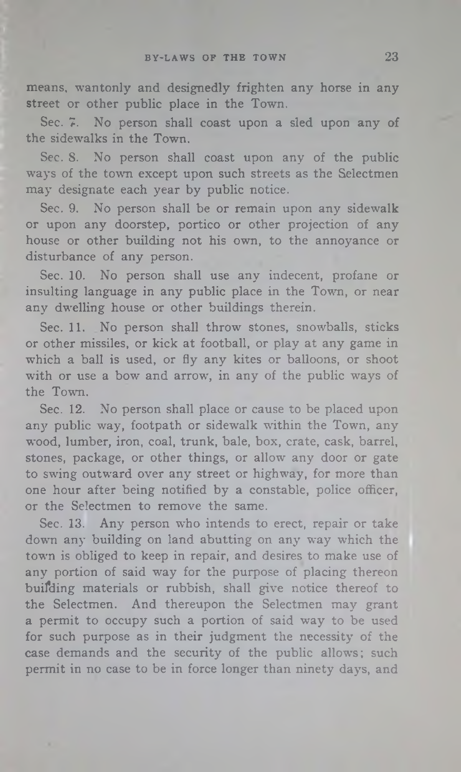means, wantonly and designedly frighten any horse in any street or other public place in the Town.

Sec. 7. No person shall coast upon a sled upon any of the sidewalks in the Town.

Sec. 8. No person shall coast upon any of the public ways of the town except upon such streets as the Selectmen may designate each year by public notice.

Sec. 9. No person shall be or remain upon any sidewalk or upon any doorstep, portico or other projection of any house or other building not his own, to the annoyance or disturbance of any person.

Sec. 10. No person shall use any indecent, profane or insulting language in any public place in the Town, or near any dwelling house or other buildings therein.

Sec. 11. No person shall throw stones, snowballs, sticks or other missiles, or kick at football, or play at any game in which a ball is used, or fly any kites or balloons, or shoot with or use a bow and arrow, in any of the public ways of the Town.

Sec. 12. No person shall place or cause to be placed upon any public way, footpath or sidewalk within the Town, any wood, lumber, iron, coal, trunk, bale, box, crate, cask, barrel, stones, package, or other things, or allow any door or gate to swing outward over any street or highway, for more than one hour after being notified by a constable, police officer, or the Selectmen to remove the same.

Sec. 13. Any person who intends to erect, repair or take down any building on land abutting on any way which the town is obliged to keep in repair, and desires to make use of any portion of said way for the purpose of placing thereon building materials or rubbish, shall give notice thereof to the Selectmen. And thereupon the Selectmen may grant a permit to occupy such a portion of said way to be used for such purpose as in their judgment the necessity of the case demands and the security of the public allows; such permit in no case to be in force longer than ninety days, and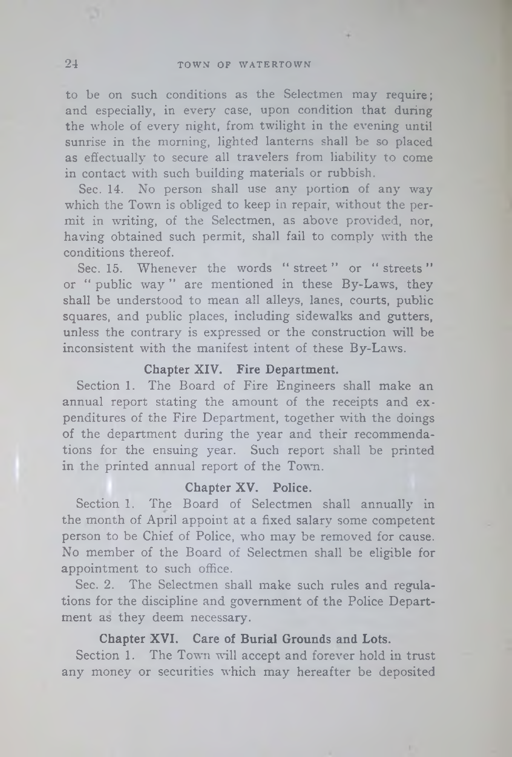to be on such conditions as the Selectmen may require; and especially, in every case, upon condition that during the whole of every night, from twilight in the evening until sunrise in the morning, lighted lanterns shall be so placed as effectually to secure all travelers from liability to come in contact with such building materials or rubbish.

Sec. 14. No person shall use any portion of any way which the Town is obliged to keep in repair, without the permit in writing, of the Selectmen, as above provided, nor, having obtained such permit, shall fail to comply with the conditions thereof.

Sec. 15. Whenever the words " street " or " streets " or " public way " are mentioned in these By-Laws, they shall be understood to mean all alleys, lanes, courts, public squares, and public places, including sidewalks and gutters, unless the contrary is expressed or the construction will be inconsistent with the manifest intent of these By-Laws.

### Chapter XIV. Fire Department.

Section 1. The Board of Fire Engineers shall make an annual report stating the amount of the receipts and expenditures of the Fire Department, together with the doings of the department during the year and their recommendations for the ensuing year. Such report shall be printed in the printed annual report of the Town.

### Chapter XV. Police.

Section 1. The Board of Selectmen shall annually in the month of April appoint at a fixed salary some competent person to be Chief of Police, who may be removed for cause. No member of the Board of Selectmen shall be eligible for appointment to such office.

Sec. 2. The Selectmen shall make such rules and regulations for the discipline and government of the Police Department as they deem necessary.

### Chapter XVI. Care of Burial Grounds and Lots.

Section 1. The Town will accept and forever hold in trust any money or securities which may hereafter be deposited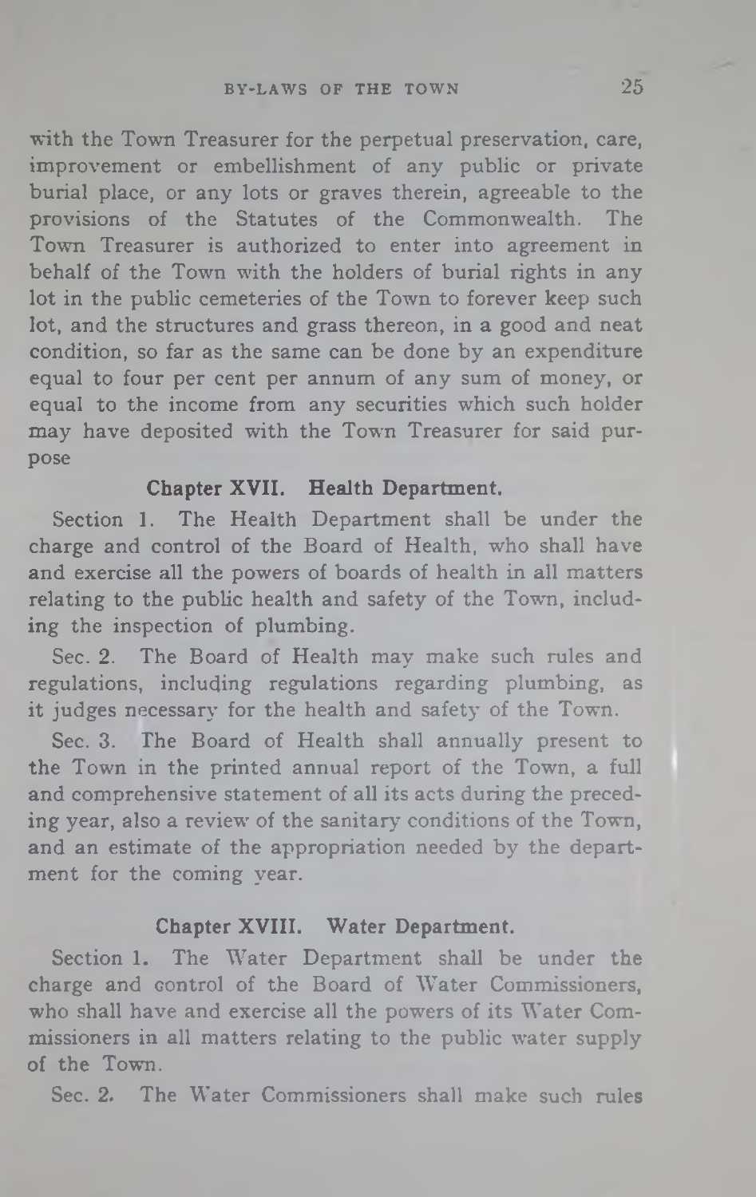with the Town Treasurer for the perpetual preservation, care, improvement or embellishment of any public or private burial place, or any lots or graves therein, agreeable to the provisions of the Statutes of the Commonwealth. The Town Treasurer is authorized to enter into agreement in behalf of the Town with the holders of burial rights in any lot in the public cemeteries of the Town to forever keep such lot, and the structures and grass thereon, in a good and neat condition, so far as the same can be done by an expenditure equal to four per cent per annum of any sum of money, or equal to the income from any securities which such holder may have deposited with the Town Treasurer for said purpose

### Chapter XVII. Health Department.

Section 1. The Health Department shall be under the charge and control of the Board of Health, who shall have and exercise all the powers of boards of health in all matters relating to the public health and safety of the Town, including the inspection of plumbing.

Sec. 2. The Board of Health may make such rules and regulations, including regulations regarding plumbing, as it judges necessary for the health and safety of the Town.

Sec. 3. The Board of Health shall annually present to the Town in the printed annual report of the Town, a full and comprehensive statement of all its acts during the preceding year, also a review of the sanitary conditions of the Town, and an estimate of the appropriation needed by the department for the coming year.

### Chapter XVIII. Water Department.

Section 1. The Water Department shall be under the charge and control of the Board of Water Commissioners, who shall have and exercise all the powers of its Water Commissioners in all matters relating to the public water supply of the Town.

Sec. 2. The Water Commissioners shall make such rules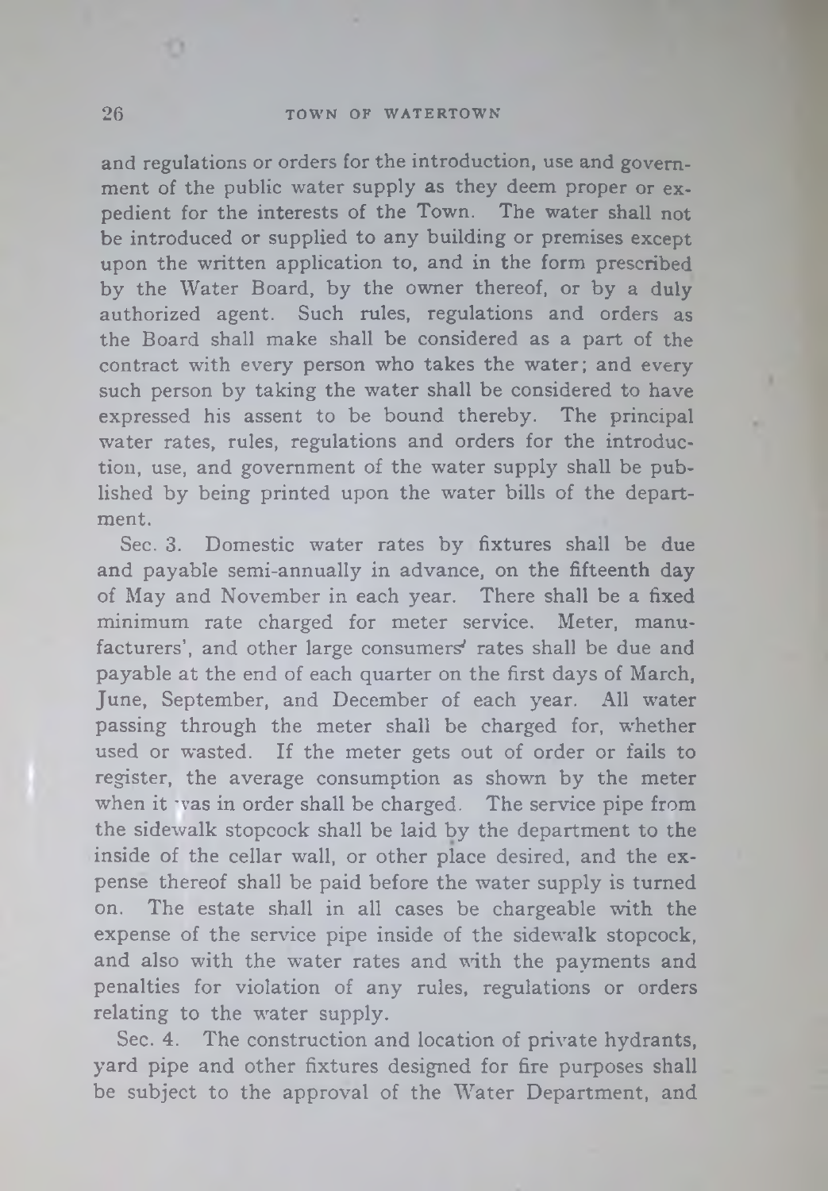and regulations or orders for the introduction, use and government of the public water supply as they deem proper or expedient for the interests of the Town. The water shall not be introduced or supplied to any building or premises except upon the written application to, and in the form prescribed by the Water Board, by the owner thereof, or by a duly authorized agent. Such rules, regulations and orders as the Board shall make shall be considered as a part of the contract with every person who takes the water; and every such person by taking the water shall be considered to have expressed his assent to be bound thereby. The principal water rates, rules, regulations and orders for the introduction, use, and government of the water supply shall be published by being printed upon the water bills of the department.

Sec. 3. Domestic water rates by fixtures shall be due and payable semi-annually in advance, on the fifteenth day of May and November in each year. There shall be a fixed minimum rate charged for meter service. Meter, manufacturers', and other large consumers' rates shall be due and payable at the end of each quarter on the first days of March, June, September, and December of each year. All water passing through the meter shall be charged for, whether used or wasted. If the meter gets out of order or fails to register, the average consumption as shown by the meter when it was in order shall be charged. The service pipe from the sidewalk stopcock shall be laid by the department to the inside of the cellar wall, or other place desired, and the expense thereof shall be paid before the water supply is turned on. The estate shall in all cases be chargeable with the expense of the service pipe inside of the sidewalk stopcock, and also with the water rates and with the payments and penalties for violation of any rules, regulations or orders relating to the water supply.

Sec. 4. The construction and location of private hydrants, yard pipe and other fixtures designed for fire purposes shall be subject to the approval of the Water Department, and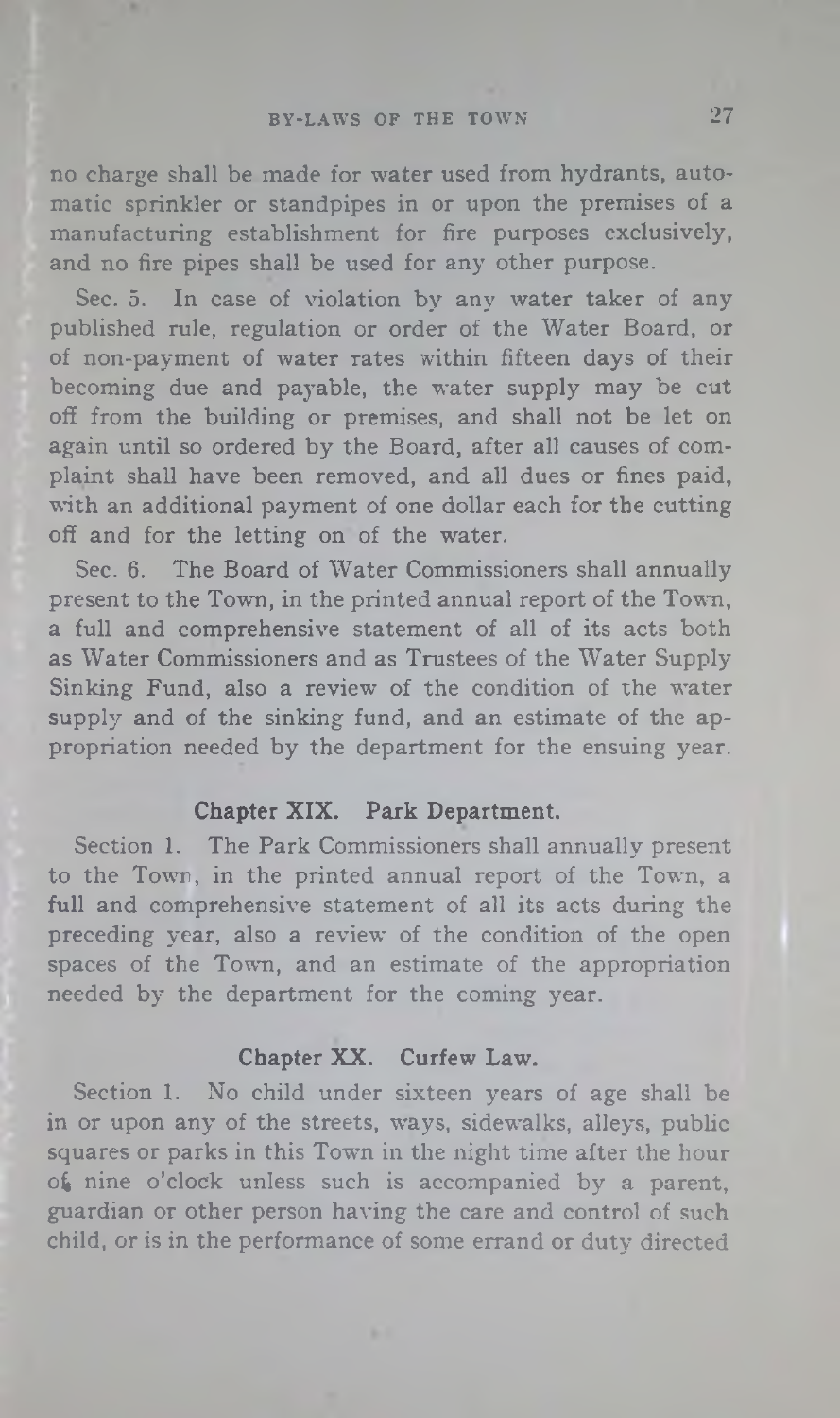no charge shall be made for water used from hydrants, automatic sprinkler or standpipes in or upon the premises of a manufacturing establishment for fire purposes exclusively, and no fire pipes shall be used for any other purpose.

Sec. 5. In case of violation by any water taker of any published rule, regulation or order of the Water Board, or of non-payment of water rates within fifteen days of their becoming due and payable, the water supply may be cut off from the building or premises, and shall not be let on again until so ordered by the Board, after all causes of complaint shall have been removed, and all dues or fines paid, with an additional payment of one dollar each for the cutting off and for the letting on of the water.

Sec. 6. The Board of Water Commissioners shall annually present to the Town, in the printed annual report of the Town, a full and comprehensive statement of all of its acts both as Water Commissioners and as Trustees of the Water Supply Sinking Fund, also a review of the condition of the water supply and of the sinking fund, and an estimate of the appropriation needed by the department for the ensuing year.

## Chapter XIX. Park Department.

Section 1. The Park Commissioners shall annually present to the Town, in the printed annual report of the Town, a full and comprehensive statement of all its acts during the preceding year, also a review of the condition of the open spaces of the Town, and an estimate of the appropriation needed by the department for the coming year.

## Chapter XX. Curfew Law.

Section 1. No child under sixteen years of age shall be in or upon any of the streets, ways, sidewalks, alleys, public squares or parks in this Town in the night time after the hour of nine o'clock unless such is accompanied by a parent, guardian or other person having the care and control of such child, or is in the performance of some errand or duty directed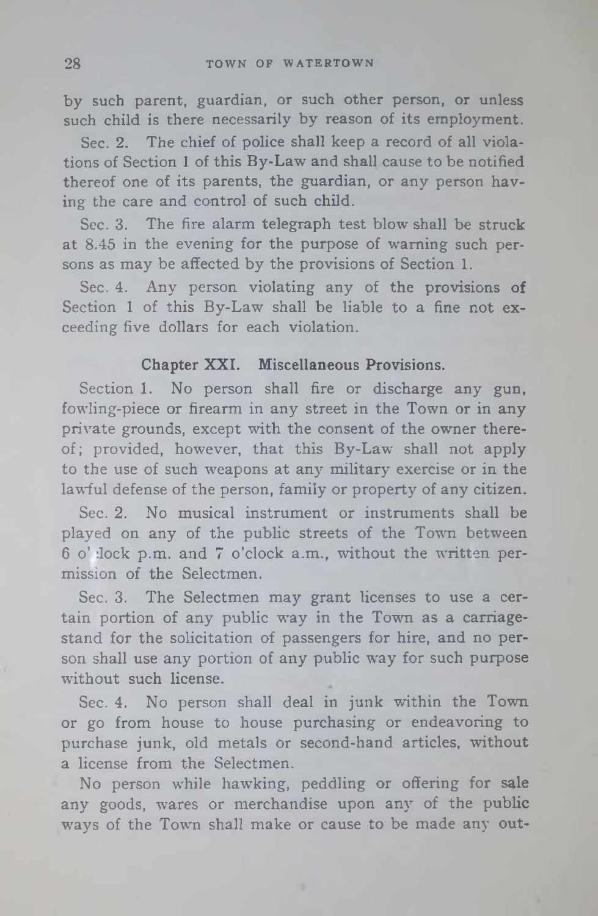by such parent, guardian, or such other person, or unless such child is there necessarily by reason of its employment.

Sec. 2. The chief of police shall keep a record of all violations of Section 1 of this By-Law and shall cause to be notified thereof one of its parents, the guardian, or any person having the care and control of such child.

Sec. 3. The fire alarm telegraph test blow shall be struck at 8.45 in the evening for the purpose of warning such persons as may be affected by the provisions of Section 1.

Sec. 4. Any person violating any of the provisions of Section 1 of this By-Law shall be liable to a fine not exceeding five dollars for each violation.

### Chapter XXI. Miscellaneous Provisions.

Section 1. No person shall fire or discharge any gun, fowling-piece or firearm in any street in the Town or in any private grounds, except with the consent of the owner thereof; provided, however, that this By-Law shall not apply to the use of such weapons at any military exercise or in the lawful defense of the person, family or property of any citizen.

Sec. 2. No musical instrument or instruments shall be played on any of the public streets of the Town between 6 o'clock p.m. and 7 o'clock a.m., without the written permission of the Selectmen.

Sec. 3. The Selectmen may grant licenses to use a certain portion of any public way in the Town as a carriage-stand for the solicitation of passengers for hire, and no person shall use any portion of any public way for such purpose without such license.

Sec. 4. No person shall deal in junk within the Town or go from house to house purchasing or endeavoring to purchase junk, old metals or second-hand articles, without a license from the Selectmen.

No person while hawking, peddling or offering for sale any goods, wares or merchandise upon any of the public ways of the Town shall make or cause to be made any out-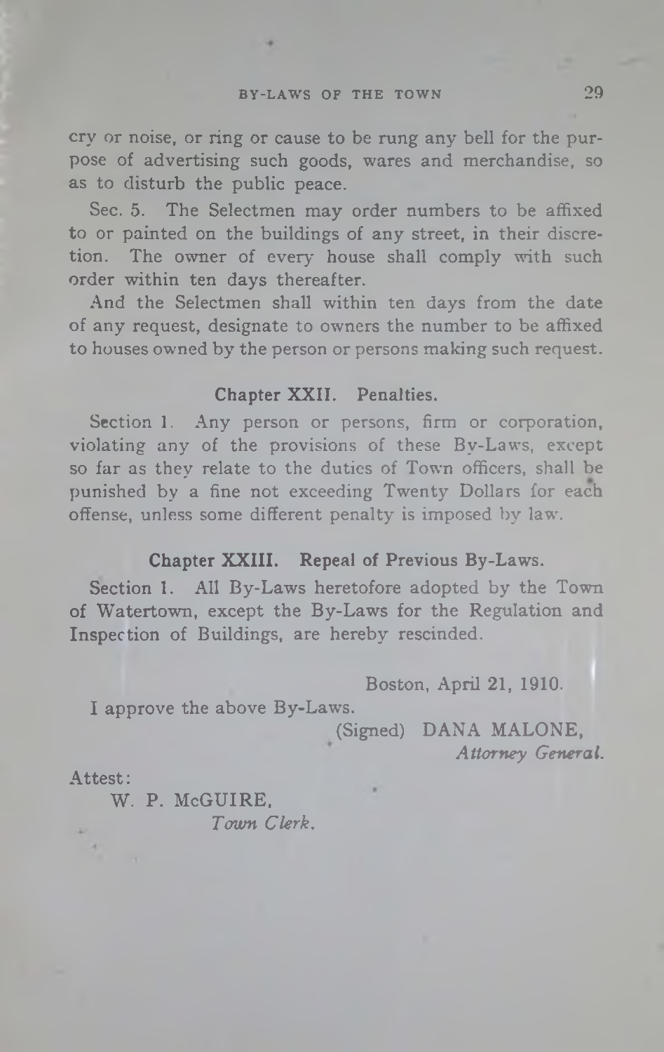cry or noise, or ring or cause to be rung any bell for the purpose of advertising such goods, wares and merchandise, so as to disturb the public peace.

Sec. 5. The Selectmen may order numbers to be affixed to or painted on the buildings of any street, in their discretion. The owner of every house shall comply with such order within ten days thereafter.

And the Selectmen shall within ten days from the date of any request, designate to owners the number to be affixed to houses owned by the person or persons making such request.

## Chapter XXII. Penalties.

Section 1. Any person or persons, firm or corporation, violating any of the provisions of these By-Laws, except so far as they relate to the duties of Town officers, shall be punished by a fine not exceeding Twenty Dollars for each offense, unless some different penalty is imposed by law.

## Chapter XXIII. Repeal of Previous By-Laws.

Section 1. All By-Laws heretofore adopted by the Town of Watertown, except the By-Laws for the Regulation and Inspection of Buildings, are hereby rescinded.

Boston, April 21, 1910.

I approve the above By-Laws.

(Signed) DANA MALONE,
*Attorney General.*

Attest:

W. P. McGUIRE,
*Town Clerk.*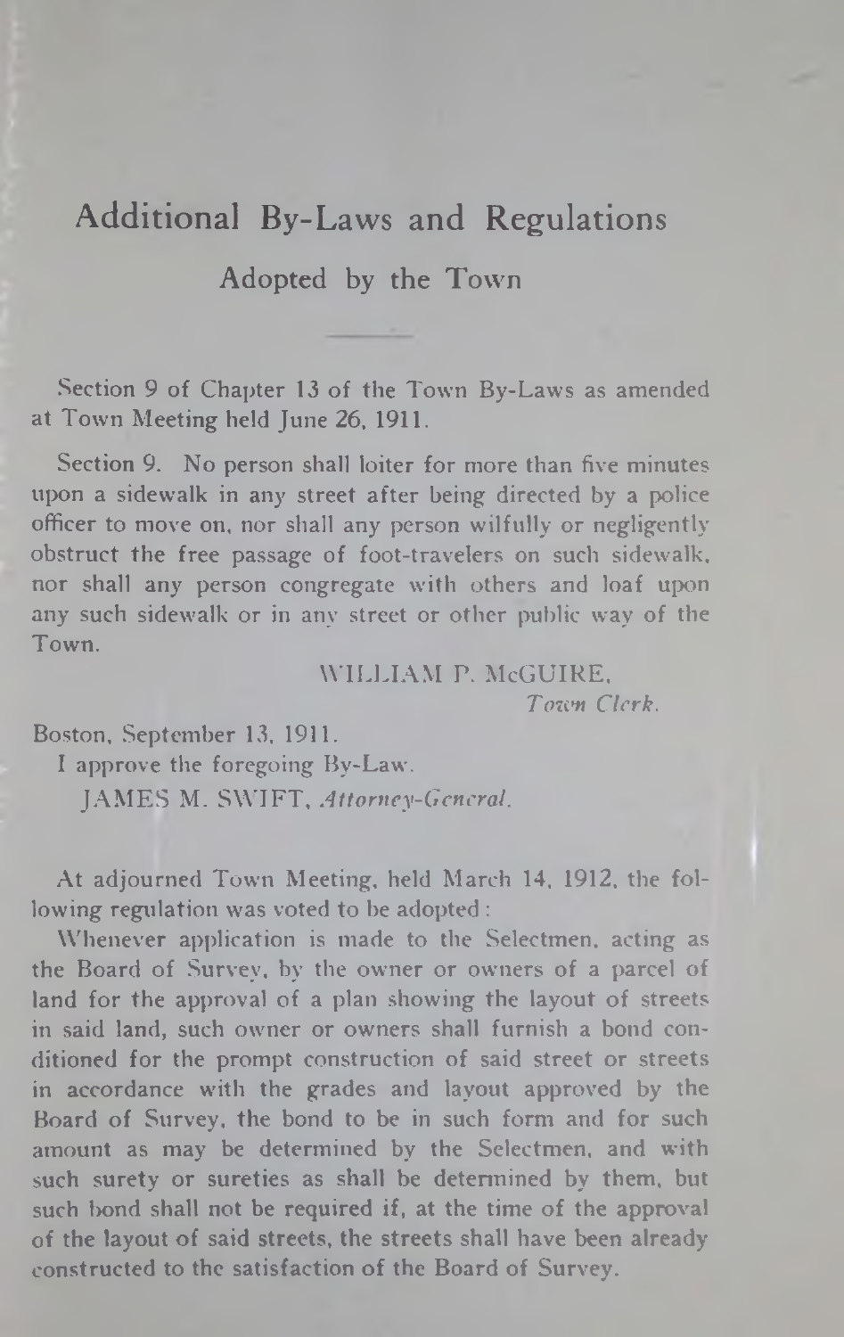# Additional By-Laws and Regulations

## Adopted by the Town

Section 9 of Chapter 13 of the Town By-Laws as amended at Town Meeting held June 26, 1911.

Section 9. No person shall loiter for more than five minutes upon a sidewalk in any street after being directed by a police officer to move on, nor shall any person wilfully or negligently obstruct the free passage of foot-travelers on such sidewalk, nor shall any person congregate with others and loaf upon any such sidewalk or in any street or other public way of the Town.

WILLIAM P. McGUIRE,
*Town Clerk.*

Boston, September 13, 1911.

I approve the foregoing By-Law.

JAMES M. SWIFT, *Attorney-General.*

At adjourned Town Meeting, held March 14, 1912, the following regulation was voted to be adopted:

Whenever application is made to the Selectmen, acting as the Board of Survey, by the owner or owners of a parcel of land for the approval of a plan showing the layout of streets in said land, such owner or owners shall furnish a bond conditioned for the prompt construction of said street or streets in accordance with the grades and layout approved by the Board of Survey, the bond to be in such form and for such amount as may be determined by the Selectmen, and with such surety or sureties as shall be determined by them, but such bond shall not be required if, at the time of the approval of the layout of said streets, the streets shall have been already constructed to the satisfaction of the Board of Survey.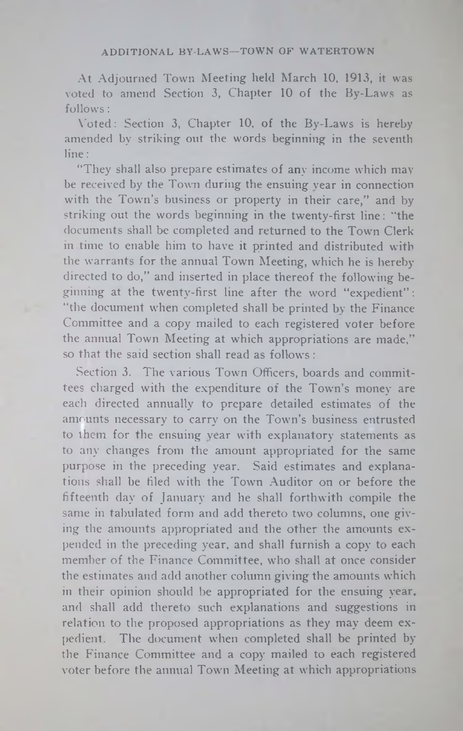At Adjourned Town Meeting held March 10, 1913, it was voted to amend Section 3, Chapter 10 of the By-Laws as follows:

Voted: Section 3, Chapter 10, of the By-Laws is hereby amended by striking out the words beginning in the seventh line:

"They shall also prepare estimates of any income which may be received by the Town during the ensuing year in connection with the Town's business or property in their care," and by striking out the words beginning in the twenty-first line: "the documents shall be completed and returned to the Town Clerk in time to enable him to have it printed and distributed with the warrants for the annual Town Meeting, which he is hereby directed to do," and inserted in place thereof the following beginning at the twenty-first line after the word "expedient": "the document when completed shall be printed by the Finance Committee and a copy mailed to each registered voter before the annual Town Meeting at which appropriations are made," so that the said section shall read as follows:

Section 3. The various Town Officers, boards and committees charged with the expenditure of the Town's money are each directed annually to prepare detailed estimates of the amounts necessary to carry on the Town's business entrusted to them for the ensuing year with explanatory statements as to any changes from the amount appropriated for the same purpose in the preceding year. Said estimates and explanations shall be filed with the Town Auditor on or before the fifteenth day of January and he shall forthwith compile the same in tabulated form and add thereto two columns, one giving the amounts appropriated and the other the amounts expended in the preceding year, and shall furnish a copy to each member of the Finance Committee, who shall at once consider the estimates and add another column giving the amounts which in their opinion should be appropriated for the ensuing year, and shall add thereto such explanations and suggestions in relation to the proposed appropriations as they may deem expedient. The document when completed shall be printed by the Finance Committee and a copy mailed to each registered voter before the annual Town Meeting at which appropriations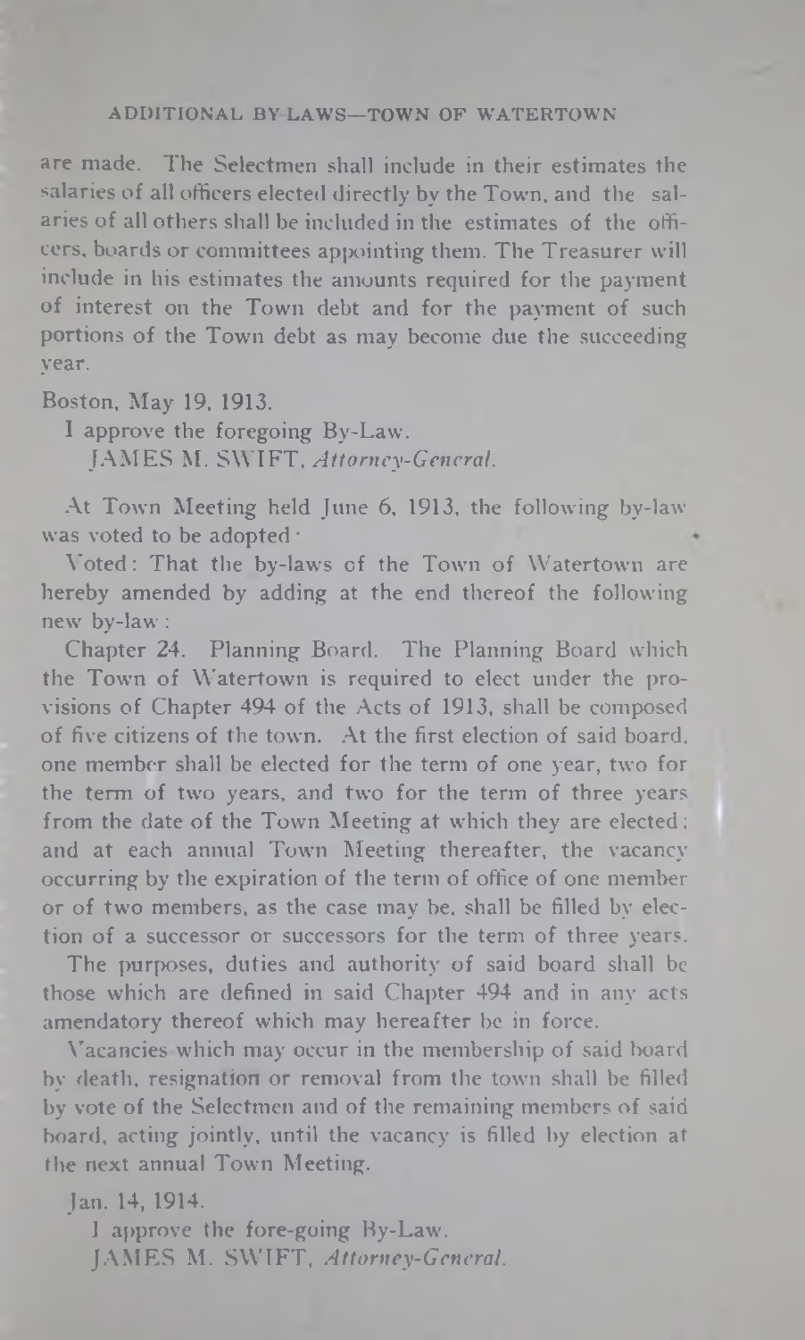are made. The Selectmen shall include in their estimates the salaries of all officers elected directly by the Town, and the salaries of all others shall be included in the estimates of the officers, boards or committees appointing them. The Treasurer will include in his estimates the amounts required for the payment of interest on the Town debt and for the payment of such portions of the Town debt as may become due the succeeding year.

Boston, May 19, 1913.

I approve the foregoing By-Law.

JAMES M. SWIFT, *Attorney-General.*

At Town Meeting held June 6, 1913, the following by-law was voted to be adopted:

Voted: That the by-laws of the Town of Watertown are hereby amended by adding at the end thereof the following new by-law:

Chapter 24. Planning Board. The Planning Board which the Town of Watertown is required to elect under the provisions of Chapter 494 of the Acts of 1913, shall be composed of five citizens of the town. At the first election of said board, one member shall be elected for the term of one year, two for the term of two years, and two for the term of three years from the date of the Town Meeting at which they are elected; and at each annual Town Meeting thereafter, the vacancy occurring by the expiration of the term of office of one member or of two members, as the case may be, shall be filled by election of a successor or successors for the term of three years.

The purposes, duties and authority of said board shall be those which are defined in said Chapter 494 and in any acts amendatory thereof which may hereafter be in force.

Vacancies which may occur in the membership of said board by death, resignation or removal from the town shall be filled by vote of the Selectmen and of the remaining members of said board, acting jointly, until the vacancy is filled by election at the next annual Town Meeting.

Jan. 14, 1914.

I approve the fore-going By-Law.

JAMES M. SWIFT, *Attorney-General.*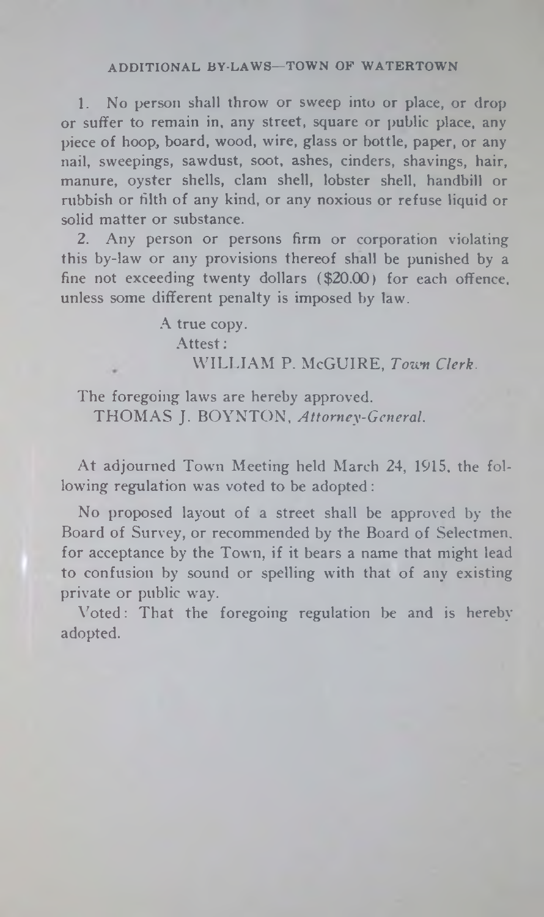ADDITIONAL BY-LAWS—TOWN OF WATERTOWN

1. No person shall throw or sweep into or place, or drop or suffer to remain in, any street, square or public place, any piece of hoop, board, wood, wire, glass or bottle, paper, or any nail, sweepings, sawdust, soot, ashes, cinders, shavings, hair, manure, oyster shells, clam shell, lobster shell, handbill or rubbish or filth of any kind, or any noxious or refuse liquid or solid matter or substance.

2. Any person or persons firm or corporation violating this by-law or any provisions thereof shall be punished by a fine not exceeding twenty dollars ($20.00) for each offence, unless some different penalty is imposed by law.

A true copy.
Attest:
WILLIAM P. McGUIRE, *Town Clerk.*

The foregoing laws are hereby approved.
THOMAS J. BOYNTON, *Attorney-General.*

At adjourned Town Meeting held March 24, 1915, the following regulation was voted to be adopted:

No proposed layout of a street shall be approved by the Board of Survey, or recommended by the Board of Selectmen, for acceptance by the Town, if it bears a name that might lead to confusion by sound or spelling with that of any existing private or public way.

Voted: That the foregoing regulation be and is hereby adopted.